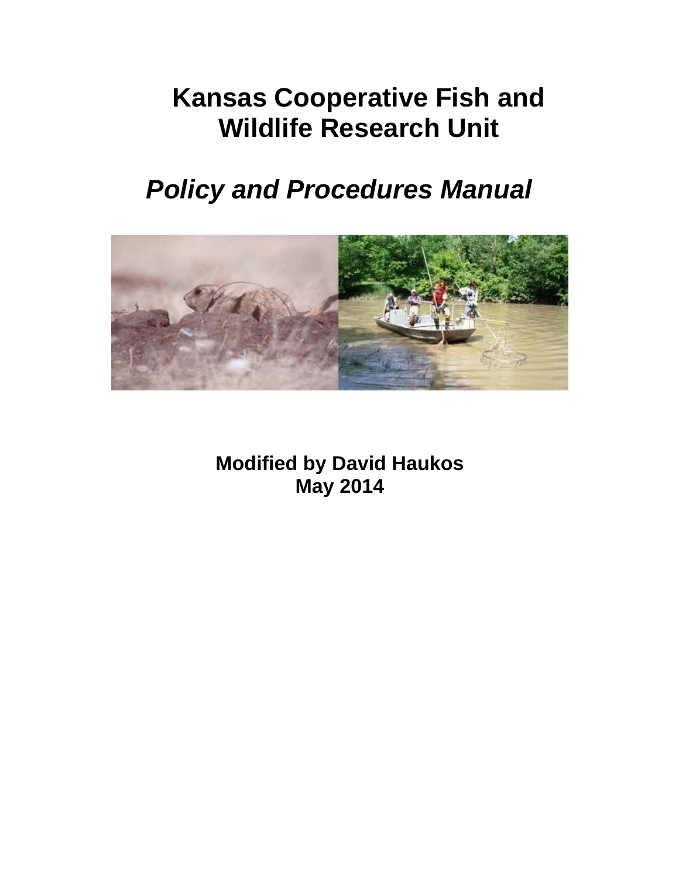# Kansas Cooperative Fish and Wildlife Research Unit

## *Policy and Procedures Manual*

**Modified by David Haukos**
**May 2014**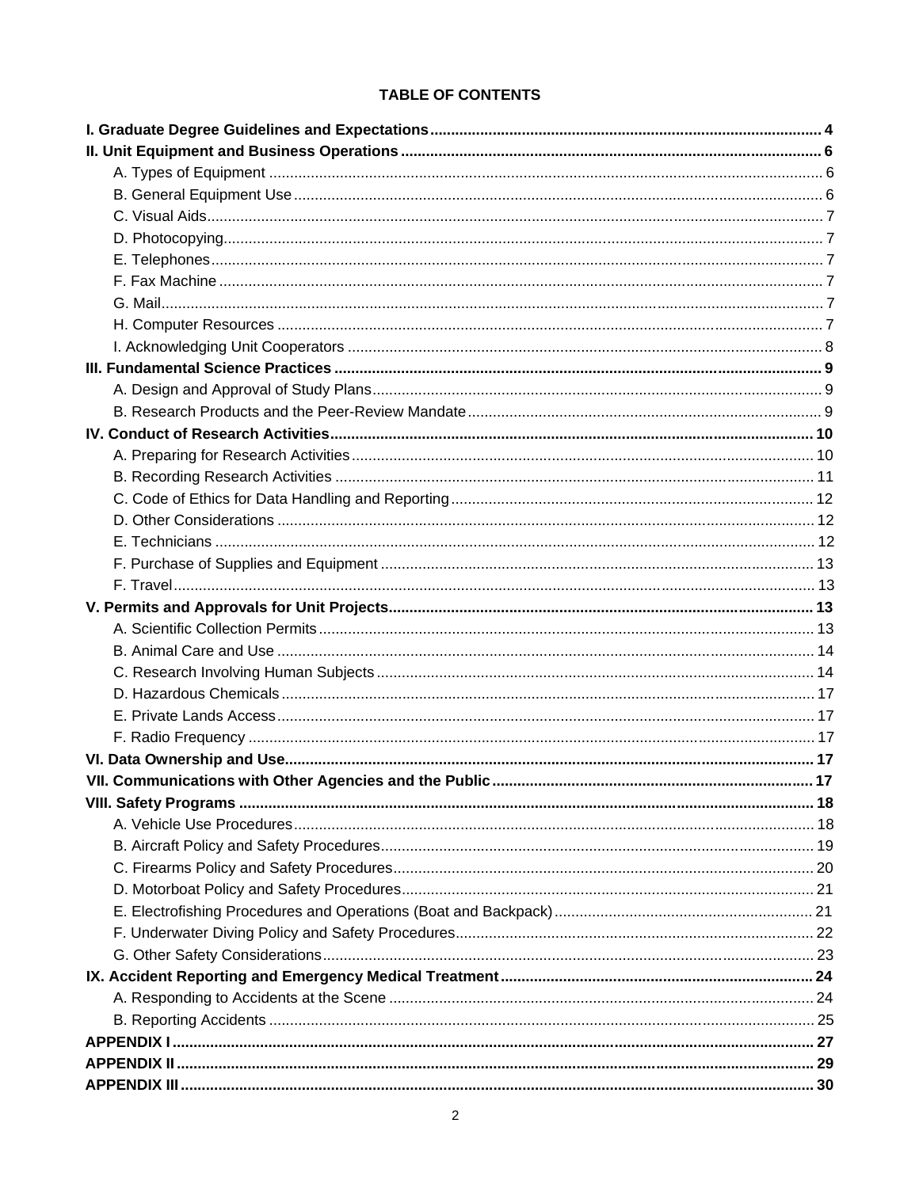**TABLE OF CONTENTS**

**I. Graduate Degree Guidelines and Expectations** .......... **4**

**II. Unit Equipment and Business Operations** .......... **6**

- A. Types of Equipment .......... 6
- B. General Equipment Use .......... 6
- C. Visual Aids .......... 7
- D. Photocopying .......... 7
- E. Telephones .......... 7
- F. Fax Machine .......... 7
- G. Mail .......... 7
- H. Computer Resources .......... 7
- I. Acknowledging Unit Cooperators .......... 8

**III. Fundamental Science Practices** .......... **9**

- A. Design and Approval of Study Plans .......... 9
- B. Research Products and the Peer-Review Mandate .......... 9

**IV. Conduct of Research Activities** .......... **10**

- A. Preparing for Research Activities .......... 10
- B. Recording Research Activities .......... 11
- C. Code of Ethics for Data Handling and Reporting .......... 12
- D. Other Considerations .......... 12
- E. Technicians .......... 12
- F. Purchase of Supplies and Equipment .......... 13
- F. Travel .......... 13

**V. Permits and Approvals for Unit Projects** .......... **13**

- A. Scientific Collection Permits .......... 13
- B. Animal Care and Use .......... 14
- C. Research Involving Human Subjects .......... 14
- D. Hazardous Chemicals .......... 17
- E. Private Lands Access .......... 17
- F. Radio Frequency .......... 17

**VI. Data Ownership and Use** .......... **17**

**VII. Communications with Other Agencies and the Public** .......... **17**

**VIII. Safety Programs** .......... **18**

- A. Vehicle Use Procedures .......... 18
- B. Aircraft Policy and Safety Procedures .......... 19
- C. Firearms Policy and Safety Procedures .......... 20
- D. Motorboat Policy and Safety Procedures .......... 21
- E. Electrofishing Procedures and Operations (Boat and Backpack) .......... 21
- F. Underwater Diving Policy and Safety Procedures .......... 22
- G. Other Safety Considerations .......... 23

**IX. Accident Reporting and Emergency Medical Treatment** .......... **24**

- A. Responding to Accidents at the Scene .......... 24
- B. Reporting Accidents .......... 25

**APPENDIX I** .......... **27**

**APPENDIX II** .......... **29**

**APPENDIX III** .......... **30**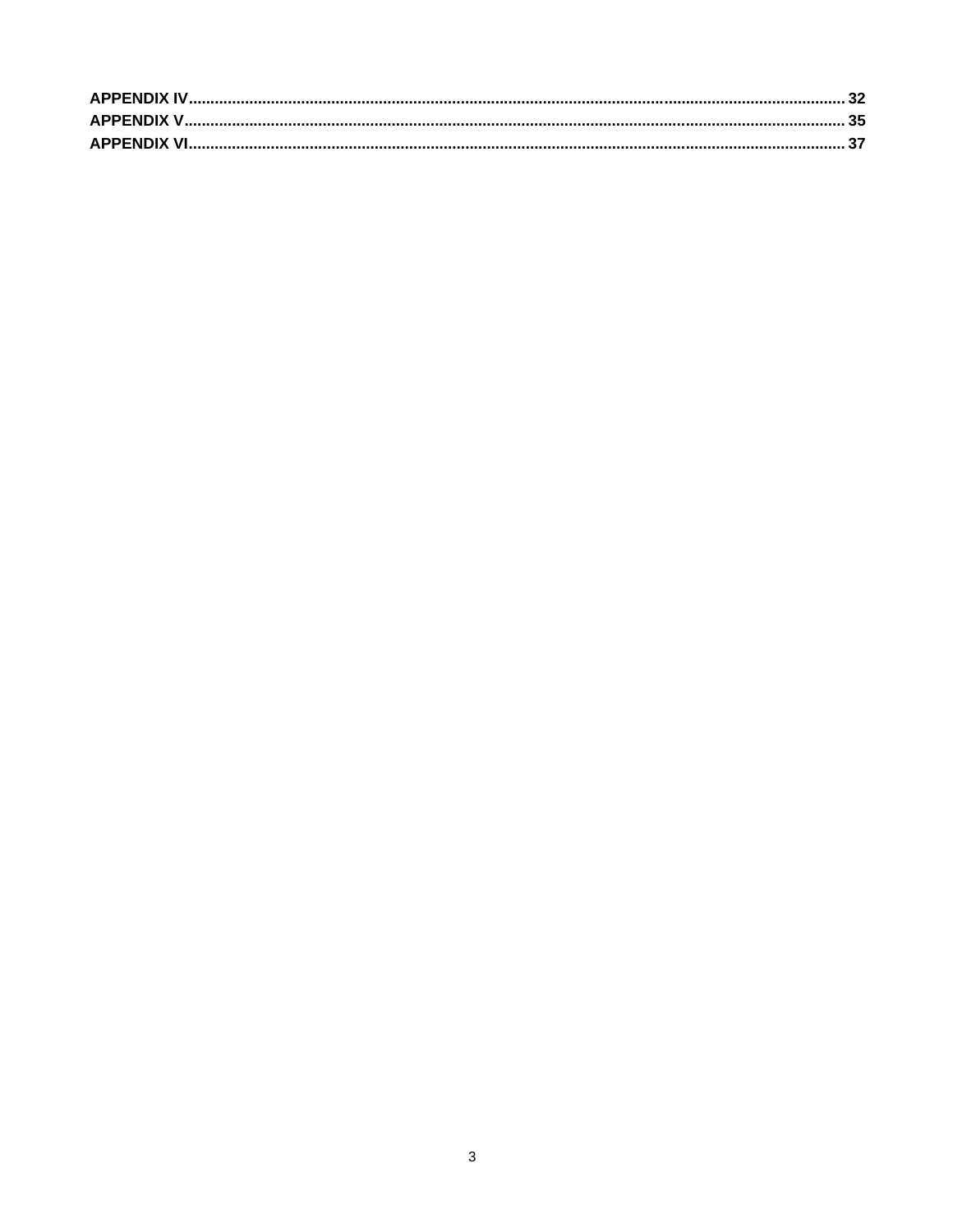**APPENDIX IV** .......................................................................................................................................... **32**
**APPENDIX V** ............................................................................................................................................ **35**
**APPENDIX VI** .......................................................................................................................................... **37**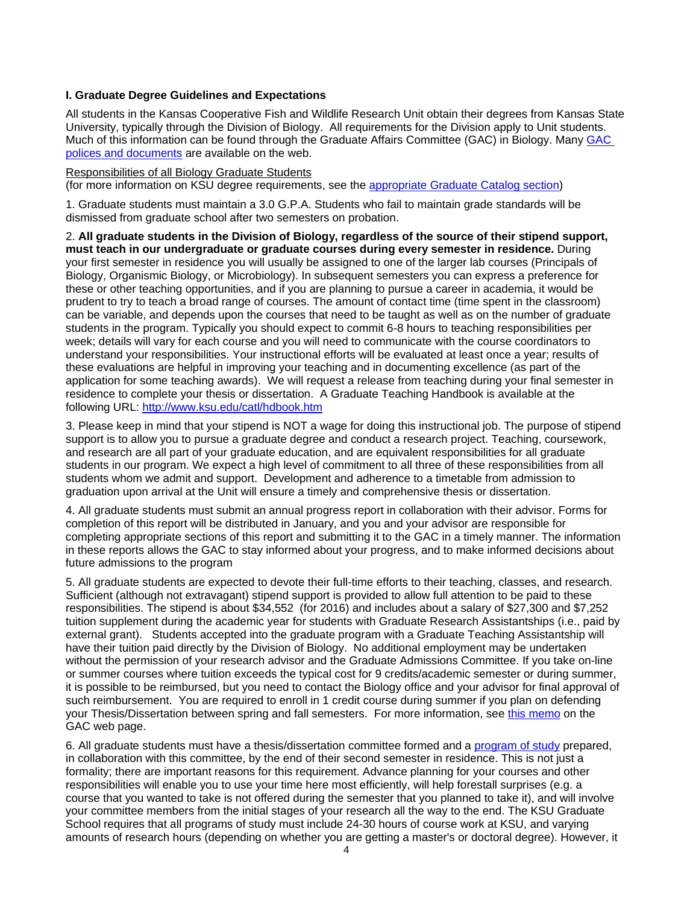### I. Graduate Degree Guidelines and Expectations

All students in the Kansas Cooperative Fish and Wildlife Research Unit obtain their degrees from Kansas State University, typically through the Division of Biology. All requirements for the Division apply to Unit students. Much of this information can be found through the Graduate Affairs Committee (GAC) in Biology. Many [GAC polices and documents]() are available on the web.

Responsibilities of all Biology Graduate Students
(for more information on KSU degree requirements, see the [appropriate Graduate Catalog section]())

1. Graduate students must maintain a 3.0 G.P.A. Students who fail to maintain grade standards will be dismissed from graduate school after two semesters on probation.

2. **All graduate students in the Division of Biology, regardless of the source of their stipend support, must teach in our undergraduate or graduate courses during every semester in residence.** During your first semester in residence you will usually be assigned to one of the larger lab courses (Principals of Biology, Organismic Biology, or Microbiology). In subsequent semesters you can express a preference for these or other teaching opportunities, and if you are planning to pursue a career in academia, it would be prudent to try to teach a broad range of courses. The amount of contact time (time spent in the classroom) can be variable, and depends upon the courses that need to be taught as well as on the number of graduate students in the program. Typically you should expect to commit 6-8 hours to teaching responsibilities per week; details will vary for each course and you will need to communicate with the course coordinators to understand your responsibilities. Your instructional efforts will be evaluated at least once a year; results of these evaluations are helpful in improving your teaching and in documenting excellence (as part of the application for some teaching awards). We will request a release from teaching during your final semester in residence to complete your thesis or dissertation. A Graduate Teaching Handbook is available at the following URL: http://www.ksu.edu/catl/hdbook.htm

3. Please keep in mind that your stipend is NOT a wage for doing this instructional job. The purpose of stipend support is to allow you to pursue a graduate degree and conduct a research project. Teaching, coursework, and research are all part of your graduate education, and are equivalent responsibilities for all graduate students in our program. We expect a high level of commitment to all three of these responsibilities from all students whom we admit and support. Development and adherence to a timetable from admission to graduation upon arrival at the Unit will ensure a timely and comprehensive thesis or dissertation.

4. All graduate students must submit an annual progress report in collaboration with their advisor. Forms for completion of this report will be distributed in January, and you and your advisor are responsible for completing appropriate sections of this report and submitting it to the GAC in a timely manner. The information in these reports allows the GAC to stay informed about your progress, and to make informed decisions about future admissions to the program

5. All graduate students are expected to devote their full-time efforts to their teaching, classes, and research. Sufficient (although not extravagant) stipend support is provided to allow full attention to be paid to these responsibilities. The stipend is about $34,552 (for 2016) and includes about a salary of $27,300 and $7,252 tuition supplement during the academic year for students with Graduate Research Assistantships (i.e., paid by external grant). Students accepted into the graduate program with a Graduate Teaching Assistantship will have their tuition paid directly by the Division of Biology. No additional employment may be undertaken without the permission of your research advisor and the Graduate Admissions Committee. If you take on-line or summer courses where tuition exceeds the typical cost for 9 credits/academic semester or during summer, it is possible to be reimbursed, but you need to contact the Biology office and your advisor for final approval of such reimbursement. You are required to enroll in 1 credit course during summer if you plan on defending your Thesis/Dissertation between spring and fall semesters. For more information, see [this memo]() on the GAC web page.

6. All graduate students must have a thesis/dissertation committee formed and a [program of study]() prepared, in collaboration with this committee, by the end of their second semester in residence. This is not just a formality; there are important reasons for this requirement. Advance planning for your courses and other responsibilities will enable you to use your time here most efficiently, will help forestall surprises (e.g. a course that you wanted to take is not offered during the semester that you planned to take it), and will involve your committee members from the initial stages of your research all the way to the end. The KSU Graduate School requires that all programs of study must include 24-30 hours of course work at KSU, and varying amounts of research hours (depending on whether you are getting a master's or doctoral degree). However, it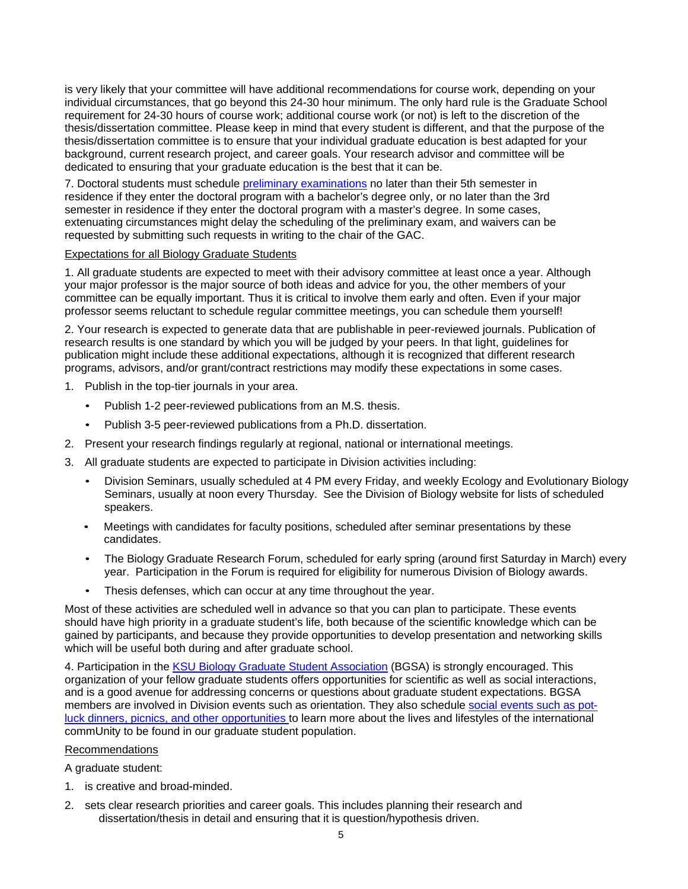is very likely that your committee will have additional recommendations for course work, depending on your individual circumstances, that go beyond this 24-30 hour minimum. The only hard rule is the Graduate School requirement for 24-30 hours of course work; additional course work (or not) is left to the discretion of the thesis/dissertation committee. Please keep in mind that every student is different, and that the purpose of the thesis/dissertation committee is to ensure that your individual graduate education is best adapted for your background, current research project, and career goals. Your research advisor and committee will be dedicated to ensuring that your graduate education is the best that it can be.

7. Doctoral students must schedule preliminary examinations no later than their 5th semester in residence if they enter the doctoral program with a bachelor's degree only, or no later than the 3rd semester in residence if they enter the doctoral program with a master's degree. In some cases, extenuating circumstances might delay the scheduling of the preliminary exam, and waivers can be requested by submitting such requests in writing to the chair of the GAC.

Expectations for all Biology Graduate Students

1. All graduate students are expected to meet with their advisory committee at least once a year. Although your major professor is the major source of both ideas and advice for you, the other members of your committee can be equally important. Thus it is critical to involve them early and often. Even if your major professor seems reluctant to schedule regular committee meetings, you can schedule them yourself!

2. Your research is expected to generate data that are publishable in peer-reviewed journals. Publication of research results is one standard by which you will be judged by your peers. In that light, guidelines for publication might include these additional expectations, although it is recognized that different research programs, advisors, and/or grant/contract restrictions may modify these expectations in some cases.

1. Publish in the top-tier journals in your area.
   - Publish 1-2 peer-reviewed publications from an M.S. thesis.
   - Publish 3-5 peer-reviewed publications from a Ph.D. dissertation.
2. Present your research findings regularly at regional, national or international meetings.
3. All graduate students are expected to participate in Division activities including:
   - Division Seminars, usually scheduled at 4 PM every Friday, and weekly Ecology and Evolutionary Biology Seminars, usually at noon every Thursday. See the Division of Biology website for lists of scheduled speakers.
   - Meetings with candidates for faculty positions, scheduled after seminar presentations by these candidates.
   - The Biology Graduate Research Forum, scheduled for early spring (around first Saturday in March) every year. Participation in the Forum is required for eligibility for numerous Division of Biology awards.
   - Thesis defenses, which can occur at any time throughout the year.

Most of these activities are scheduled well in advance so that you can plan to participate. These events should have high priority in a graduate student's life, both because of the scientific knowledge which can be gained by participants, and because they provide opportunities to develop presentation and networking skills which will be useful both during and after graduate school.

4. Participation in the KSU Biology Graduate Student Association (BGSA) is strongly encouraged. This organization of your fellow graduate students offers opportunities for scientific as well as social interactions, and is a good avenue for addressing concerns or questions about graduate student expectations. BGSA members are involved in Division events such as orientation. They also schedule social events such as pot-luck dinners, picnics, and other opportunities to learn more about the lives and lifestyles of the international commUnity to be found in our graduate student population.

Recommendations

A graduate student:

1. is creative and broad-minded.
2. sets clear research priorities and career goals. This includes planning their research and dissertation/thesis in detail and ensuring that it is question/hypothesis driven.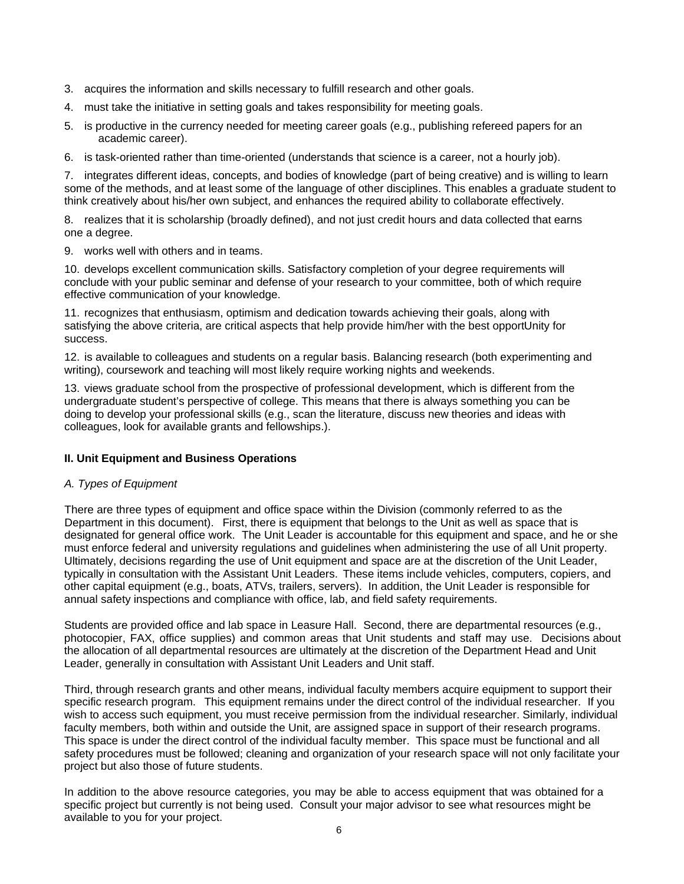3. acquires the information and skills necessary to fulfill research and other goals.

4. must take the initiative in setting goals and takes responsibility for meeting goals.

5. is productive in the currency needed for meeting career goals (e.g., publishing refereed papers for an academic career).

6. is task-oriented rather than time-oriented (understands that science is a career, not a hourly job).

7. integrates different ideas, concepts, and bodies of knowledge (part of being creative) and is willing to learn some of the methods, and at least some of the language of other disciplines. This enables a graduate student to think creatively about his/her own subject, and enhances the required ability to collaborate effectively.

8. realizes that it is scholarship (broadly defined), and not just credit hours and data collected that earns one a degree.

9. works well with others and in teams.

10. develops excellent communication skills. Satisfactory completion of your degree requirements will conclude with your public seminar and defense of your research to your committee, both of which require effective communication of your knowledge.

11. recognizes that enthusiasm, optimism and dedication towards achieving their goals, along with satisfying the above criteria, are critical aspects that help provide him/her with the best opportUnity for success.

12. is available to colleagues and students on a regular basis. Balancing research (both experimenting and writing), coursework and teaching will most likely require working nights and weekends.

13. views graduate school from the prospective of professional development, which is different from the undergraduate student's perspective of college. This means that there is always something you can be doing to develop your professional skills (e.g., scan the literature, discuss new theories and ideas with colleagues, look for available grants and fellowships.).

## II. Unit Equipment and Business Operations

### *A. Types of Equipment*

There are three types of equipment and office space within the Division (commonly referred to as the Department in this document). First, there is equipment that belongs to the Unit as well as space that is designated for general office work. The Unit Leader is accountable for this equipment and space, and he or she must enforce federal and university regulations and guidelines when administering the use of all Unit property. Ultimately, decisions regarding the use of Unit equipment and space are at the discretion of the Unit Leader, typically in consultation with the Assistant Unit Leaders. These items include vehicles, computers, copiers, and other capital equipment (e.g., boats, ATVs, trailers, servers). In addition, the Unit Leader is responsible for annual safety inspections and compliance with office, lab, and field safety requirements.

Students are provided office and lab space in Leasure Hall. Second, there are departmental resources (e.g., photocopier, FAX, office supplies) and common areas that Unit students and staff may use. Decisions about the allocation of all departmental resources are ultimately at the discretion of the Department Head and Unit Leader, generally in consultation with Assistant Unit Leaders and Unit staff.

Third, through research grants and other means, individual faculty members acquire equipment to support their specific research program. This equipment remains under the direct control of the individual researcher. If you wish to access such equipment, you must receive permission from the individual researcher. Similarly, individual faculty members, both within and outside the Unit, are assigned space in support of their research programs. This space is under the direct control of the individual faculty member. This space must be functional and all safety procedures must be followed; cleaning and organization of your research space will not only facilitate your project but also those of future students.

In addition to the above resource categories, you may be able to access equipment that was obtained for a specific project but currently is not being used. Consult your major advisor to see what resources might be available to you for your project.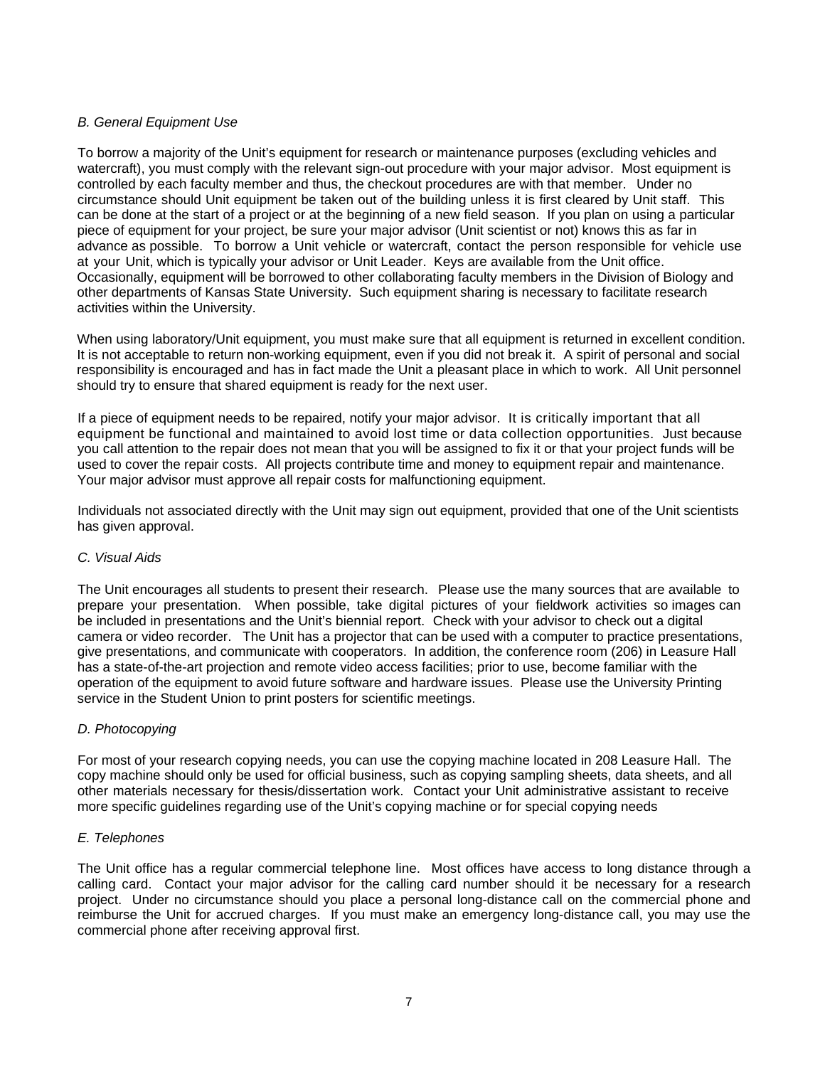*B. General Equipment Use*

To borrow a majority of the Unit's equipment for research or maintenance purposes (excluding vehicles and watercraft), you must comply with the relevant sign-out procedure with your major advisor. Most equipment is controlled by each faculty member and thus, the checkout procedures are with that member. Under no circumstance should Unit equipment be taken out of the building unless it is first cleared by Unit staff. This can be done at the start of a project or at the beginning of a new field season. If you plan on using a particular piece of equipment for your project, be sure your major advisor (Unit scientist or not) knows this as far in advance as possible. To borrow a Unit vehicle or watercraft, contact the person responsible for vehicle use at your Unit, which is typically your advisor or Unit Leader. Keys are available from the Unit office. Occasionally, equipment will be borrowed to other collaborating faculty members in the Division of Biology and other departments of Kansas State University. Such equipment sharing is necessary to facilitate research activities within the University.

When using laboratory/Unit equipment, you must make sure that all equipment is returned in excellent condition. It is not acceptable to return non-working equipment, even if you did not break it. A spirit of personal and social responsibility is encouraged and has in fact made the Unit a pleasant place in which to work. All Unit personnel should try to ensure that shared equipment is ready for the next user.

If a piece of equipment needs to be repaired, notify your major advisor. It is critically important that all equipment be functional and maintained to avoid lost time or data collection opportunities. Just because you call attention to the repair does not mean that you will be assigned to fix it or that your project funds will be used to cover the repair costs. All projects contribute time and money to equipment repair and maintenance. Your major advisor must approve all repair costs for malfunctioning equipment.

Individuals not associated directly with the Unit may sign out equipment, provided that one of the Unit scientists has given approval.

*C. Visual Aids*

The Unit encourages all students to present their research. Please use the many sources that are available to prepare your presentation. When possible, take digital pictures of your fieldwork activities so images can be included in presentations and the Unit's biennial report. Check with your advisor to check out a digital camera or video recorder. The Unit has a projector that can be used with a computer to practice presentations, give presentations, and communicate with cooperators. In addition, the conference room (206) in Leasure Hall has a state-of-the-art projection and remote video access facilities; prior to use, become familiar with the operation of the equipment to avoid future software and hardware issues. Please use the University Printing service in the Student Union to print posters for scientific meetings.

*D. Photocopying*

For most of your research copying needs, you can use the copying machine located in 208 Leasure Hall. The copy machine should only be used for official business, such as copying sampling sheets, data sheets, and all other materials necessary for thesis/dissertation work. Contact your Unit administrative assistant to receive more specific guidelines regarding use of the Unit's copying machine or for special copying needs

*E. Telephones*

The Unit office has a regular commercial telephone line. Most offices have access to long distance through a calling card. Contact your major advisor for the calling card number should it be necessary for a research project. Under no circumstance should you place a personal long-distance call on the commercial phone and reimburse the Unit for accrued charges. If you must make an emergency long-distance call, you may use the commercial phone after receiving approval first.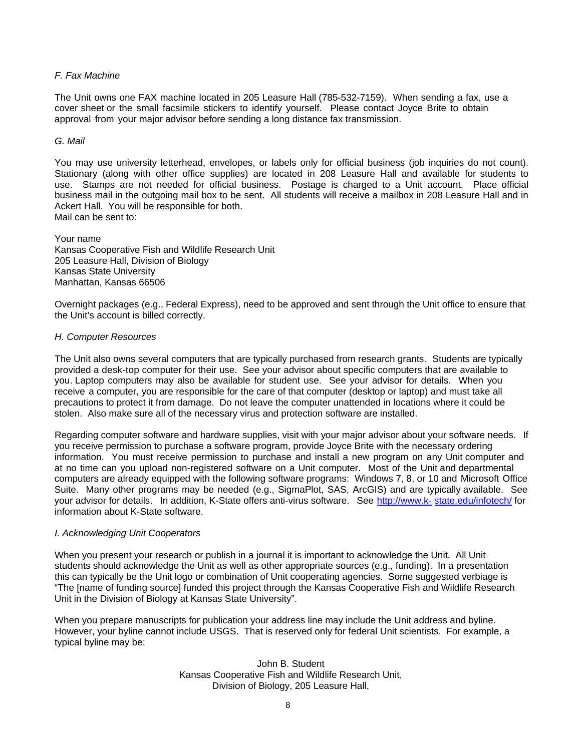*F. Fax Machine*

The Unit owns one FAX machine located in 205 Leasure Hall (785-532-7159). When sending a fax, use a cover sheet or the small facsimile stickers to identify yourself. Please contact Joyce Brite to obtain approval from your major advisor before sending a long distance fax transmission.

*G. Mail*

You may use university letterhead, envelopes, or labels only for official business (job inquiries do not count). Stationary (along with other office supplies) are located in 208 Leasure Hall and available for students to use. Stamps are not needed for official business. Postage is charged to a Unit account. Place official business mail in the outgoing mail box to be sent. All students will receive a mailbox in 208 Leasure Hall and in Ackert Hall. You will be responsible for both.
Mail can be sent to:

Your name
Kansas Cooperative Fish and Wildlife Research Unit
205 Leasure Hall, Division of Biology
Kansas State University
Manhattan, Kansas 66506

Overnight packages (e.g., Federal Express), need to be approved and sent through the Unit office to ensure that the Unit's account is billed correctly.

*H. Computer Resources*

The Unit also owns several computers that are typically purchased from research grants. Students are typically provided a desk-top computer for their use. See your advisor about specific computers that are available to you. Laptop computers may also be available for student use. See your advisor for details. When you receive a computer, you are responsible for the care of that computer (desktop or laptop) and must take all precautions to protect it from damage. Do not leave the computer unattended in locations where it could be stolen. Also make sure all of the necessary virus and protection software are installed.

Regarding computer software and hardware supplies, visit with your major advisor about your software needs. If you receive permission to purchase a software program, provide Joyce Brite with the necessary ordering information. You must receive permission to purchase and install a new program on any Unit computer and at no time can you upload non-registered software on a Unit computer. Most of the Unit and departmental computers are already equipped with the following software programs: Windows 7, 8, or 10 and Microsoft Office Suite. Many other programs may be needed (e.g., SigmaPlot, SAS, ArcGIS) and are typically available. See your advisor for details. In addition, K-State offers anti-virus software. See [http://www.k-state.edu/infotech/](http://www.k-state.edu/infotech/) for information about K-State software.

*I. Acknowledging Unit Cooperators*

When you present your research or publish in a journal it is important to acknowledge the Unit. All Unit students should acknowledge the Unit as well as other appropriate sources (e.g., funding). In a presentation this can typically be the Unit logo or combination of Unit cooperating agencies. Some suggested verbiage is "The [name of funding source] funded this project through the Kansas Cooperative Fish and Wildlife Research Unit in the Division of Biology at Kansas State University".

When you prepare manuscripts for publication your address line may include the Unit address and byline. However, your byline cannot include USGS. That is reserved only for federal Unit scientists. For example, a typical byline may be:

John B. Student
Kansas Cooperative Fish and Wildlife Research Unit,
Division of Biology, 205 Leasure Hall,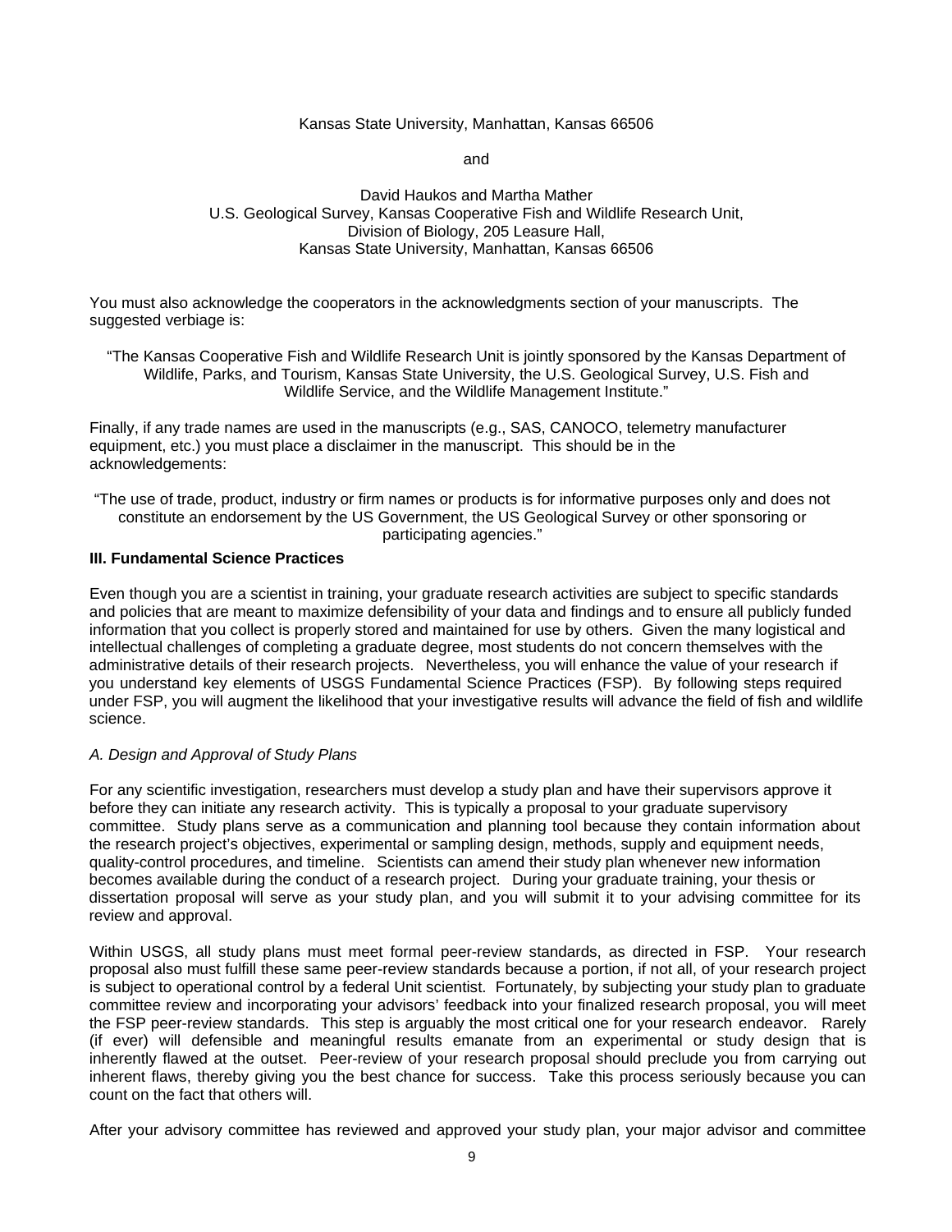Kansas State University, Manhattan, Kansas 66506

and

David Haukos and Martha Mather
U.S. Geological Survey, Kansas Cooperative Fish and Wildlife Research Unit,
Division of Biology, 205 Leasure Hall,
Kansas State University, Manhattan, Kansas 66506

You must also acknowledge the cooperators in the acknowledgments section of your manuscripts. The suggested verbiage is:

"The Kansas Cooperative Fish and Wildlife Research Unit is jointly sponsored by the Kansas Department of Wildlife, Parks, and Tourism, Kansas State University, the U.S. Geological Survey, U.S. Fish and Wildlife Service, and the Wildlife Management Institute."

Finally, if any trade names are used in the manuscripts (e.g., SAS, CANOCO, telemetry manufacturer equipment, etc.) you must place a disclaimer in the manuscript. This should be in the acknowledgements:

"The use of trade, product, industry or firm names or products is for informative purposes only and does not constitute an endorsement by the US Government, the US Geological Survey or other sponsoring or participating agencies."

## III. Fundamental Science Practices

Even though you are a scientist in training, your graduate research activities are subject to specific standards and policies that are meant to maximize defensibility of your data and findings and to ensure all publicly funded information that you collect is properly stored and maintained for use by others. Given the many logistical and intellectual challenges of completing a graduate degree, most students do not concern themselves with the administrative details of their research projects. Nevertheless, you will enhance the value of your research if you understand key elements of USGS Fundamental Science Practices (FSP). By following steps required under FSP, you will augment the likelihood that your investigative results will advance the field of fish and wildlife science.

### *A. Design and Approval of Study Plans*

For any scientific investigation, researchers must develop a study plan and have their supervisors approve it before they can initiate any research activity. This is typically a proposal to your graduate supervisory committee. Study plans serve as a communication and planning tool because they contain information about the research project's objectives, experimental or sampling design, methods, supply and equipment needs, quality-control procedures, and timeline. Scientists can amend their study plan whenever new information becomes available during the conduct of a research project. During your graduate training, your thesis or dissertation proposal will serve as your study plan, and you will submit it to your advising committee for its review and approval.

Within USGS, all study plans must meet formal peer-review standards, as directed in FSP. Your research proposal also must fulfill these same peer-review standards because a portion, if not all, of your research project is subject to operational control by a federal Unit scientist. Fortunately, by subjecting your study plan to graduate committee review and incorporating your advisors' feedback into your finalized research proposal, you will meet the FSP peer-review standards. This step is arguably the most critical one for your research endeavor. Rarely (if ever) will defensible and meaningful results emanate from an experimental or study design that is inherently flawed at the outset. Peer-review of your research proposal should preclude you from carrying out inherent flaws, thereby giving you the best chance for success. Take this process seriously because you can count on the fact that others will.

After your advisory committee has reviewed and approved your study plan, your major advisor and committee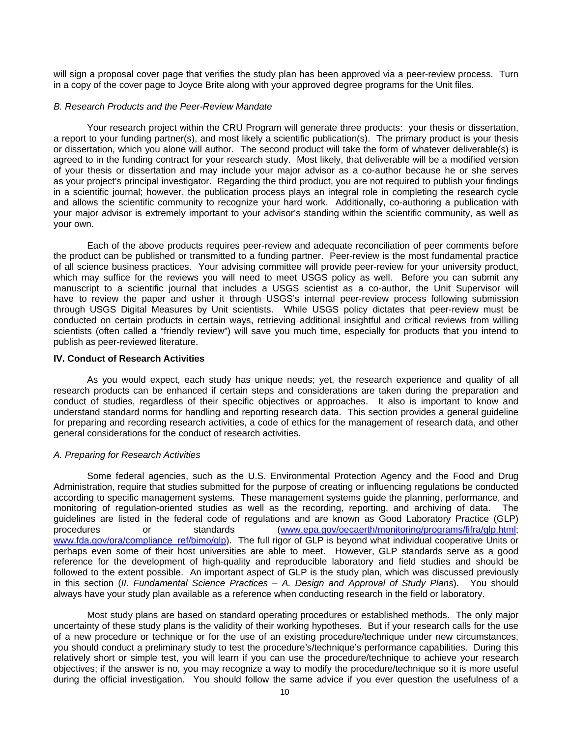will sign a proposal cover page that verifies the study plan has been approved via a peer-review process. Turn in a copy of the cover page to Joyce Brite along with your approved degree programs for the Unit files.

*B. Research Products and the Peer-Review Mandate*

Your research project within the CRU Program will generate three products: your thesis or dissertation, a report to your funding partner(s), and most likely a scientific publication(s). The primary product is your thesis or dissertation, which you alone will author. The second product will take the form of whatever deliverable(s) is agreed to in the funding contract for your research study. Most likely, that deliverable will be a modified version of your thesis or dissertation and may include your major advisor as a co-author because he or she serves as your project's principal investigator. Regarding the third product, you are not required to publish your findings in a scientific journal; however, the publication process plays an integral role in completing the research cycle and allows the scientific community to recognize your hard work. Additionally, co-authoring a publication with your major advisor is extremely important to your advisor's standing within the scientific community, as well as your own.

Each of the above products requires peer-review and adequate reconciliation of peer comments before the product can be published or transmitted to a funding partner. Peer-review is the most fundamental practice of all science business practices. Your advising committee will provide peer-review for your university product, which may suffice for the reviews you will need to meet USGS policy as well. Before you can submit any manuscript to a scientific journal that includes a USGS scientist as a co-author, the Unit Supervisor will have to review the paper and usher it through USGS's internal peer-review process following submission through USGS Digital Measures by Unit scientists. While USGS policy dictates that peer-review must be conducted on certain products in certain ways, retrieving additional insightful and critical reviews from willing scientists (often called a "friendly review") will save you much time, especially for products that you intend to publish as peer-reviewed literature.

**IV. Conduct of Research Activities**

As you would expect, each study has unique needs; yet, the research experience and quality of all research products can be enhanced if certain steps and considerations are taken during the preparation and conduct of studies, regardless of their specific objectives or approaches. It also is important to know and understand standard norms for handling and reporting research data. This section provides a general guideline for preparing and recording research activities, a code of ethics for the management of research data, and other general considerations for the conduct of research activities.

*A. Preparing for Research Activities*

Some federal agencies, such as the U.S. Environmental Protection Agency and the Food and Drug Administration, require that studies submitted for the purpose of creating or influencing regulations be conducted according to specific management systems. These management systems guide the planning, performance, and monitoring of regulation-oriented studies as well as the recording, reporting, and archiving of data. The guidelines are listed in the federal code of regulations and are known as Good Laboratory Practice (GLP) procedures or standards (www.epa.gov/oecaerth/monitoring/programs/fifra/glp.html; www.fda.gov/ora/compliance_ref/bimo/glp). The full rigor of GLP is beyond what individual cooperative Units or perhaps even some of their host universities are able to meet. However, GLP standards serve as a good reference for the development of high-quality and reproducible laboratory and field studies and should be followed to the extent possible. An important aspect of GLP is the study plan, which was discussed previously in this section (*II. Fundamental Science Practices – A. Design and Approval of Study Plans*). You should always have your study plan available as a reference when conducting research in the field or laboratory.

Most study plans are based on standard operating procedures or established methods. The only major uncertainty of these study plans is the validity of their working hypotheses. But if your research calls for the use of a new procedure or technique or for the use of an existing procedure/technique under new circumstances, you should conduct a preliminary study to test the procedure's/technique's performance capabilities. During this relatively short or simple test, you will learn if you can use the procedure/technique to achieve your research objectives; if the answer is no, you may recognize a way to modify the procedure/technique so it is more useful during the official investigation. You should follow the same advice if you ever question the usefulness of a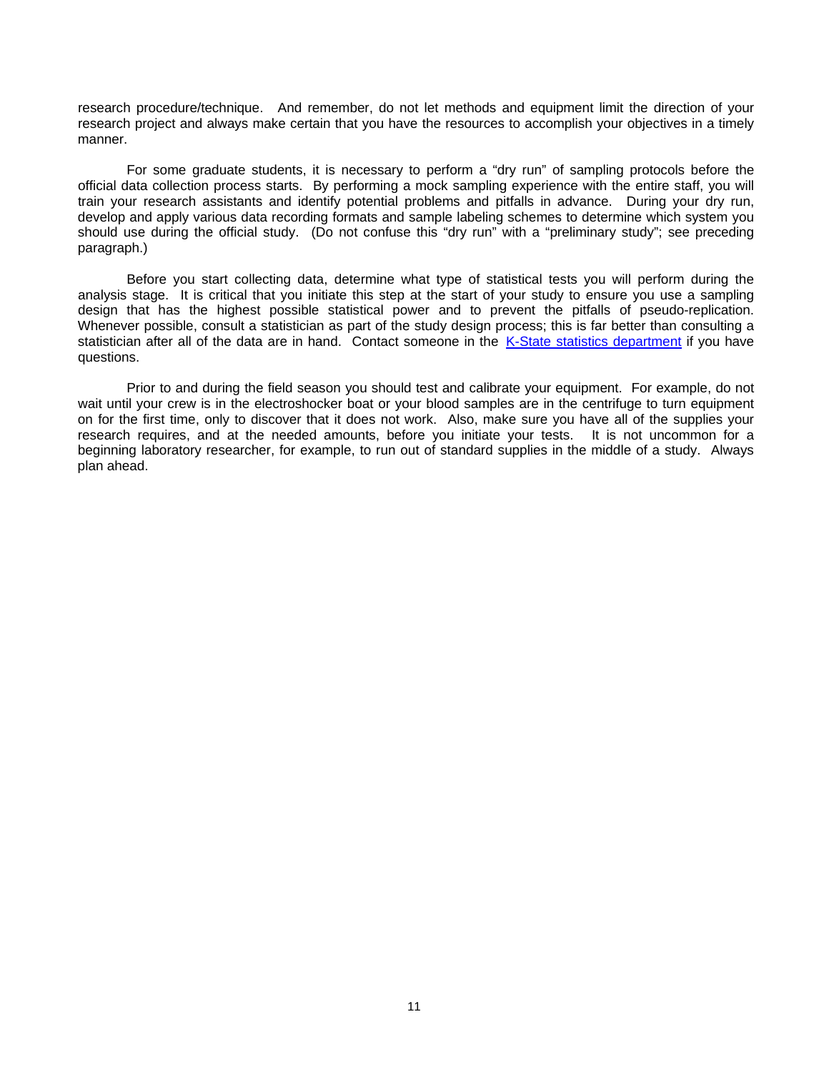research procedure/technique. And remember, do not let methods and equipment limit the direction of your research project and always make certain that you have the resources to accomplish your objectives in a timely manner.

For some graduate students, it is necessary to perform a "dry run" of sampling protocols before the official data collection process starts. By performing a mock sampling experience with the entire staff, you will train your research assistants and identify potential problems and pitfalls in advance. During your dry run, develop and apply various data recording formats and sample labeling schemes to determine which system you should use during the official study. (Do not confuse this "dry run" with a "preliminary study"; see preceding paragraph.)

Before you start collecting data, determine what type of statistical tests you will perform during the analysis stage. It is critical that you initiate this step at the start of your study to ensure you use a sampling design that has the highest possible statistical power and to prevent the pitfalls of pseudo-replication. Whenever possible, consult a statistician as part of the study design process; this is far better than consulting a statistician after all of the data are in hand. Contact someone in the K-State statistics department if you have questions.

Prior to and during the field season you should test and calibrate your equipment. For example, do not wait until your crew is in the electroshocker boat or your blood samples are in the centrifuge to turn equipment on for the first time, only to discover that it does not work. Also, make sure you have all of the supplies your research requires, and at the needed amounts, before you initiate your tests. It is not uncommon for a beginning laboratory researcher, for example, to run out of standard supplies in the middle of a study. Always plan ahead.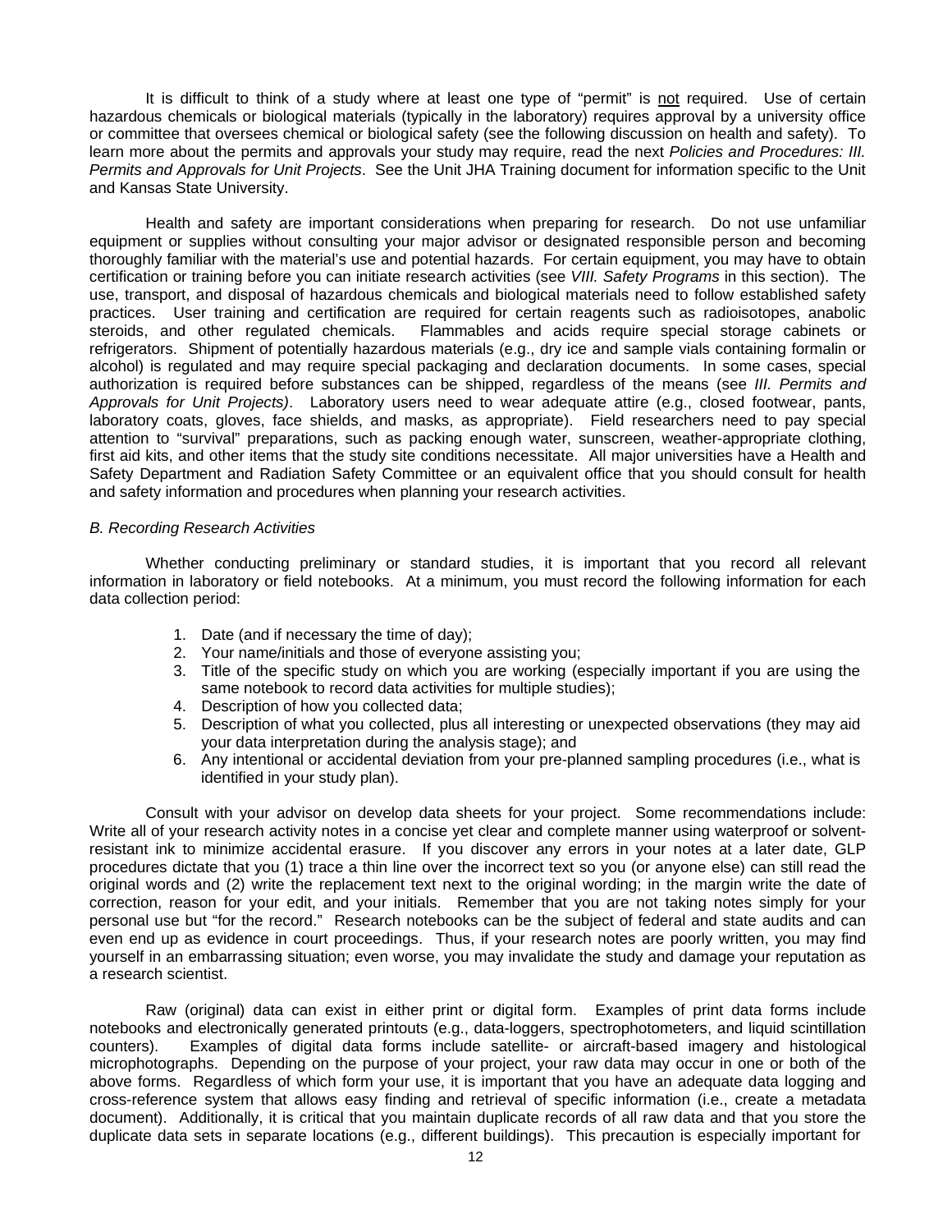It is difficult to think of a study where at least one type of "permit" is <u>not</u> required. Use of certain hazardous chemicals or biological materials (typically in the laboratory) requires approval by a university office or committee that oversees chemical or biological safety (see the following discussion on health and safety). To learn more about the permits and approvals your study may require, read the next *Policies and Procedures: III. Permits and Approvals for Unit Projects*. See the Unit JHA Training document for information specific to the Unit and Kansas State University.

Health and safety are important considerations when preparing for research. Do not use unfamiliar equipment or supplies without consulting your major advisor or designated responsible person and becoming thoroughly familiar with the material's use and potential hazards. For certain equipment, you may have to obtain certification or training before you can initiate research activities (see *VIII. Safety Programs* in this section). The use, transport, and disposal of hazardous chemicals and biological materials need to follow established safety practices. User training and certification are required for certain reagents such as radioisotopes, anabolic steroids, and other regulated chemicals. Flammables and acids require special storage cabinets or refrigerators. Shipment of potentially hazardous materials (e.g., dry ice and sample vials containing formalin or alcohol) is regulated and may require special packaging and declaration documents. In some cases, special authorization is required before substances can be shipped, regardless of the means (see *III. Permits and Approvals for Unit Projects)*. Laboratory users need to wear adequate attire (e.g., closed footwear, pants, laboratory coats, gloves, face shields, and masks, as appropriate). Field researchers need to pay special attention to "survival" preparations, such as packing enough water, sunscreen, weather-appropriate clothing, first aid kits, and other items that the study site conditions necessitate. All major universities have a Health and Safety Department and Radiation Safety Committee or an equivalent office that you should consult for health and safety information and procedures when planning your research activities.

*B. Recording Research Activities*

Whether conducting preliminary or standard studies, it is important that you record all relevant information in laboratory or field notebooks. At a minimum, you must record the following information for each data collection period:

1. Date (and if necessary the time of day);
2. Your name/initials and those of everyone assisting you;
3. Title of the specific study on which you are working (especially important if you are using the same notebook to record data activities for multiple studies);
4. Description of how you collected data;
5. Description of what you collected, plus all interesting or unexpected observations (they may aid your data interpretation during the analysis stage); and
6. Any intentional or accidental deviation from your pre-planned sampling procedures (i.e., what is identified in your study plan).

Consult with your advisor on develop data sheets for your project. Some recommendations include: Write all of your research activity notes in a concise yet clear and complete manner using waterproof or solvent-resistant ink to minimize accidental erasure. If you discover any errors in your notes at a later date, GLP procedures dictate that you (1) trace a thin line over the incorrect text so you (or anyone else) can still read the original words and (2) write the replacement text next to the original wording; in the margin write the date of correction, reason for your edit, and your initials. Remember that you are not taking notes simply for your personal use but "for the record." Research notebooks can be the subject of federal and state audits and can even end up as evidence in court proceedings. Thus, if your research notes are poorly written, you may find yourself in an embarrassing situation; even worse, you may invalidate the study and damage your reputation as a research scientist.

Raw (original) data can exist in either print or digital form. Examples of print data forms include notebooks and electronically generated printouts (e.g., data-loggers, spectrophotometers, and liquid scintillation counters). Examples of digital data forms include satellite- or aircraft-based imagery and histological microphotographs. Depending on the purpose of your project, your raw data may occur in one or both of the above forms. Regardless of which form your use, it is important that you have an adequate data logging and cross-reference system that allows easy finding and retrieval of specific information (i.e., create a metadata document). Additionally, it is critical that you maintain duplicate records of all raw data and that you store the duplicate data sets in separate locations (e.g., different buildings). This precaution is especially important for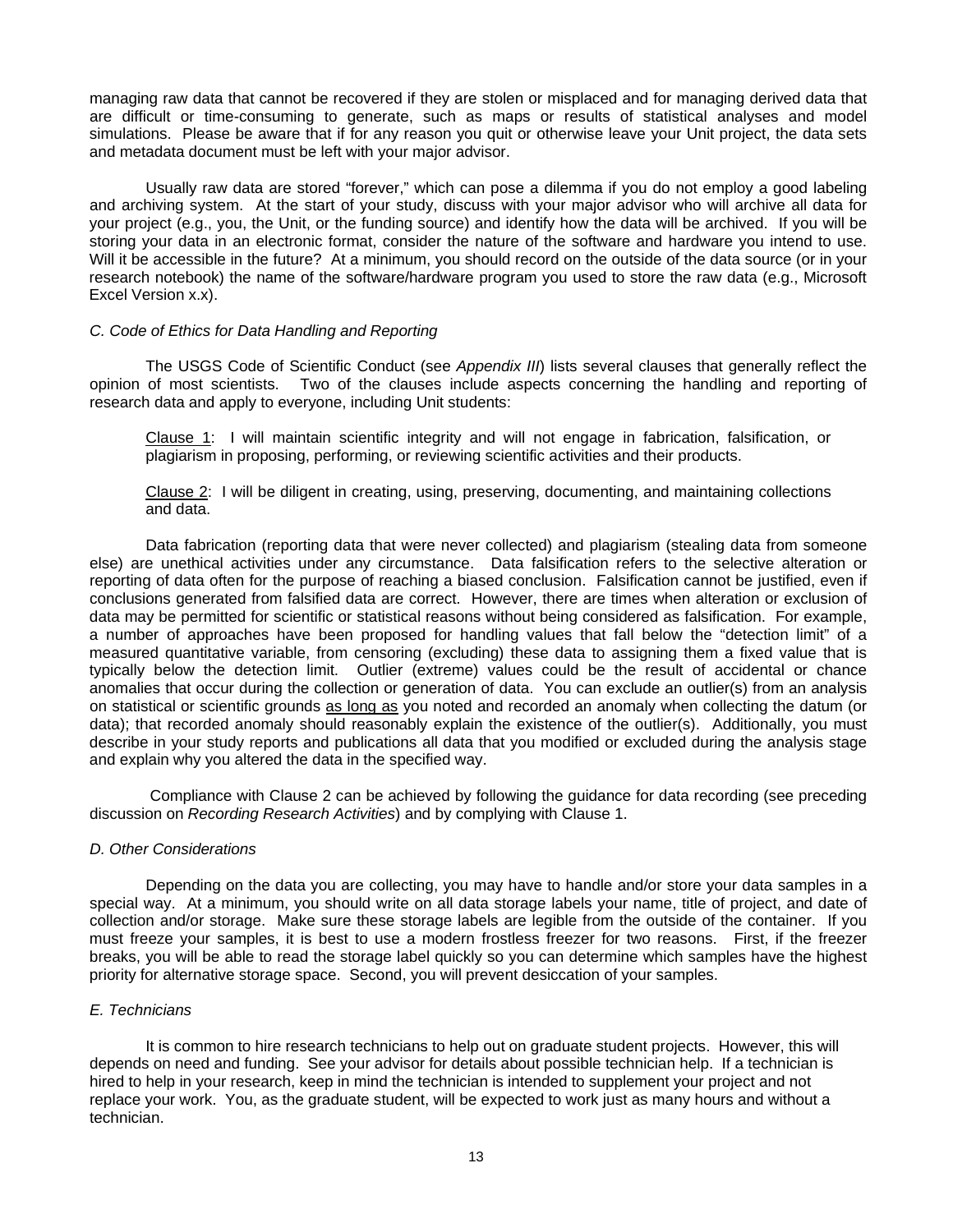managing raw data that cannot be recovered if they are stolen or misplaced and for managing derived data that are difficult or time-consuming to generate, such as maps or results of statistical analyses and model simulations. Please be aware that if for any reason you quit or otherwise leave your Unit project, the data sets and metadata document must be left with your major advisor.

Usually raw data are stored "forever," which can pose a dilemma if you do not employ a good labeling and archiving system. At the start of your study, discuss with your major advisor who will archive all data for your project (e.g., you, the Unit, or the funding source) and identify how the data will be archived. If you will be storing your data in an electronic format, consider the nature of the software and hardware you intend to use. Will it be accessible in the future? At a minimum, you should record on the outside of the data source (or in your research notebook) the name of the software/hardware program you used to store the raw data (e.g., Microsoft Excel Version x.x).

*C. Code of Ethics for Data Handling and Reporting*

The USGS Code of Scientific Conduct (see *Appendix III*) lists several clauses that generally reflect the opinion of most scientists. Two of the clauses include aspects concerning the handling and reporting of research data and apply to everyone, including Unit students:

> <u>Clause 1</u>: I will maintain scientific integrity and will not engage in fabrication, falsification, or plagiarism in proposing, performing, or reviewing scientific activities and their products.
>
> <u>Clause 2</u>: I will be diligent in creating, using, preserving, documenting, and maintaining collections and data.

Data fabrication (reporting data that were never collected) and plagiarism (stealing data from someone else) are unethical activities under any circumstance. Data falsification refers to the selective alteration or reporting of data often for the purpose of reaching a biased conclusion. Falsification cannot be justified, even if conclusions generated from falsified data are correct. However, there are times when alteration or exclusion of data may be permitted for scientific or statistical reasons without being considered as falsification. For example, a number of approaches have been proposed for handling values that fall below the "detection limit" of a measured quantitative variable, from censoring (excluding) these data to assigning them a fixed value that is typically below the detection limit. Outlier (extreme) values could be the result of accidental or chance anomalies that occur during the collection or generation of data. You can exclude an outlier(s) from an analysis on statistical or scientific grounds <u>as long as</u> you noted and recorded an anomaly when collecting the datum (or data); that recorded anomaly should reasonably explain the existence of the outlier(s). Additionally, you must describe in your study reports and publications all data that you modified or excluded during the analysis stage and explain why you altered the data in the specified way.

Compliance with Clause 2 can be achieved by following the guidance for data recording (see preceding discussion on *Recording Research Activities*) and by complying with Clause 1.

*D. Other Considerations*

Depending on the data you are collecting, you may have to handle and/or store your data samples in a special way. At a minimum, you should write on all data storage labels your name, title of project, and date of collection and/or storage. Make sure these storage labels are legible from the outside of the container. If you must freeze your samples, it is best to use a modern frostless freezer for two reasons. First, if the freezer breaks, you will be able to read the storage label quickly so you can determine which samples have the highest priority for alternative storage space. Second, you will prevent desiccation of your samples.

*E. Technicians*

It is common to hire research technicians to help out on graduate student projects. However, this will depends on need and funding. See your advisor for details about possible technician help. If a technician is hired to help in your research, keep in mind the technician is intended to supplement your project and not replace your work. You, as the graduate student, will be expected to work just as many hours and without a technician.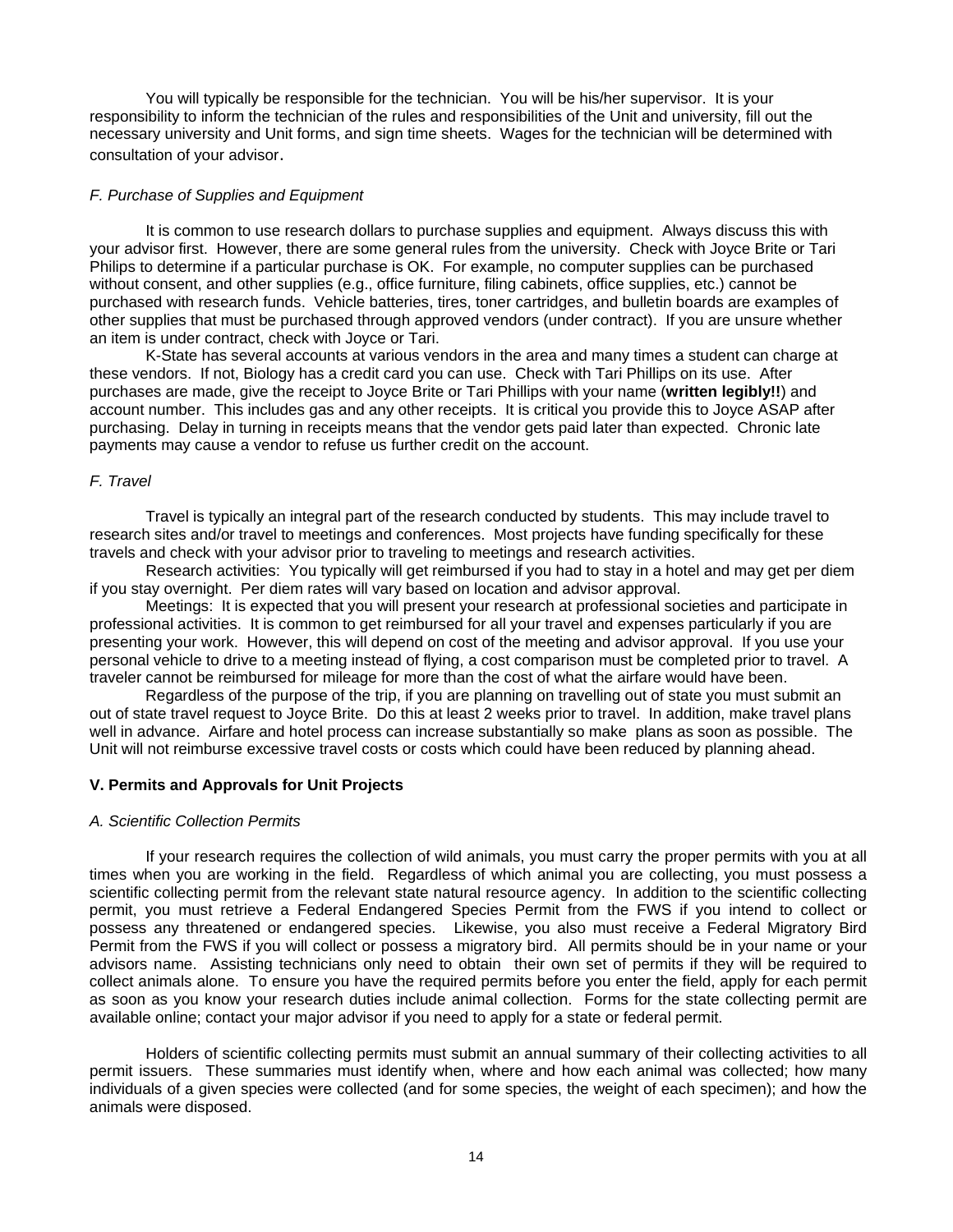You will typically be responsible for the technician. You will be his/her supervisor. It is your responsibility to inform the technician of the rules and responsibilities of the Unit and university, fill out the necessary university and Unit forms, and sign time sheets. Wages for the technician will be determined with consultation of your advisor.

*F. Purchase of Supplies and Equipment*

It is common to use research dollars to purchase supplies and equipment. Always discuss this with your advisor first. However, there are some general rules from the university. Check with Joyce Brite or Tari Philips to determine if a particular purchase is OK. For example, no computer supplies can be purchased without consent, and other supplies (e.g., office furniture, filing cabinets, office supplies, etc.) cannot be purchased with research funds. Vehicle batteries, tires, toner cartridges, and bulletin boards are examples of other supplies that must be purchased through approved vendors (under contract). If you are unsure whether an item is under contract, check with Joyce or Tari.

K-State has several accounts at various vendors in the area and many times a student can charge at these vendors. If not, Biology has a credit card you can use. Check with Tari Phillips on its use. After purchases are made, give the receipt to Joyce Brite or Tari Phillips with your name (**written legibly!!**) and account number. This includes gas and any other receipts. It is critical you provide this to Joyce ASAP after purchasing. Delay in turning in receipts means that the vendor gets paid later than expected. Chronic late payments may cause a vendor to refuse us further credit on the account.

*F. Travel*

Travel is typically an integral part of the research conducted by students. This may include travel to research sites and/or travel to meetings and conferences. Most projects have funding specifically for these travels and check with your advisor prior to traveling to meetings and research activities.

Research activities: You typically will get reimbursed if you had to stay in a hotel and may get per diem if you stay overnight. Per diem rates will vary based on location and advisor approval.

Meetings: It is expected that you will present your research at professional societies and participate in professional activities. It is common to get reimbursed for all your travel and expenses particularly if you are presenting your work. However, this will depend on cost of the meeting and advisor approval. If you use your personal vehicle to drive to a meeting instead of flying, a cost comparison must be completed prior to travel. A traveler cannot be reimbursed for mileage for more than the cost of what the airfare would have been.

Regardless of the purpose of the trip, if you are planning on travelling out of state you must submit an out of state travel request to Joyce Brite. Do this at least 2 weeks prior to travel. In addition, make travel plans well in advance. Airfare and hotel process can increase substantially so make plans as soon as possible. The Unit will not reimburse excessive travel costs or costs which could have been reduced by planning ahead.

## V. Permits and Approvals for Unit Projects

*A. Scientific Collection Permits*

If your research requires the collection of wild animals, you must carry the proper permits with you at all times when you are working in the field. Regardless of which animal you are collecting, you must possess a scientific collecting permit from the relevant state natural resource agency. In addition to the scientific collecting permit, you must retrieve a Federal Endangered Species Permit from the FWS if you intend to collect or possess any threatened or endangered species. Likewise, you also must receive a Federal Migratory Bird Permit from the FWS if you will collect or possess a migratory bird. All permits should be in your name or your advisors name. Assisting technicians only need to obtain their own set of permits if they will be required to collect animals alone. To ensure you have the required permits before you enter the field, apply for each permit as soon as you know your research duties include animal collection. Forms for the state collecting permit are available online; contact your major advisor if you need to apply for a state or federal permit.

Holders of scientific collecting permits must submit an annual summary of their collecting activities to all permit issuers. These summaries must identify when, where and how each animal was collected; how many individuals of a given species were collected (and for some species, the weight of each specimen); and how the animals were disposed.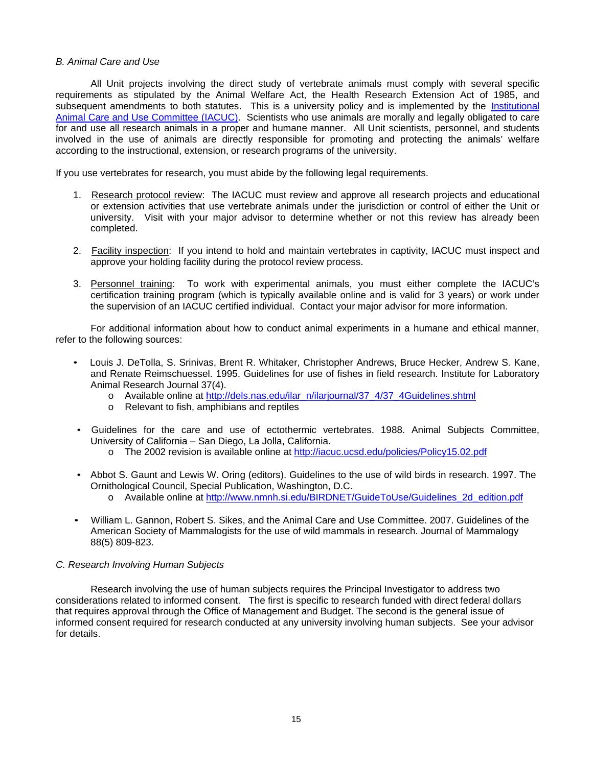*B. Animal Care and Use*

All Unit projects involving the direct study of vertebrate animals must comply with several specific requirements as stipulated by the Animal Welfare Act, the Health Research Extension Act of 1985, and subsequent amendments to both statutes. This is a university policy and is implemented by the Institutional Animal Care and Use Committee (IACUC). Scientists who use animals are morally and legally obligated to care for and use all research animals in a proper and humane manner. All Unit scientists, personnel, and students involved in the use of animals are directly responsible for promoting and protecting the animals' welfare according to the instructional, extension, or research programs of the university.

If you use vertebrates for research, you must abide by the following legal requirements.

1. Research protocol review: The IACUC must review and approve all research projects and educational or extension activities that use vertebrate animals under the jurisdiction or control of either the Unit or university. Visit with your major advisor to determine whether or not this review has already been completed.

2. Facility inspection: If you intend to hold and maintain vertebrates in captivity, IACUC must inspect and approve your holding facility during the protocol review process.

3. Personnel training: To work with experimental animals, you must either complete the IACUC's certification training program (which is typically available online and is valid for 3 years) or work under the supervision of an IACUC certified individual. Contact your major advisor for more information.

For additional information about how to conduct animal experiments in a humane and ethical manner, refer to the following sources:

- Louis J. DeTolla, S. Srinivas, Brent R. Whitaker, Christopher Andrews, Bruce Hecker, Andrew S. Kane, and Renate Reimschuessel. 1995. Guidelines for use of fishes in field research. Institute for Laboratory Animal Research Journal 37(4).
  - Available online at http://dels.nas.edu/ilar_n/ilarjournal/37_4/37_4Guidelines.shtml
  - Relevant to fish, amphibians and reptiles

- Guidelines for the care and use of ectothermic vertebrates. 1988. Animal Subjects Committee, University of California – San Diego, La Jolla, California.
  - The 2002 revision is available online at http://iacuc.ucsd.edu/policies/Policy15.02.pdf

- Abbot S. Gaunt and Lewis W. Oring (editors). Guidelines to the use of wild birds in research. 1997. The Ornithological Council, Special Publication, Washington, D.C.
  - Available online at http://www.nmnh.si.edu/BIRDNET/GuideToUse/Guidelines_2d_edition.pdf

- William L. Gannon, Robert S. Sikes, and the Animal Care and Use Committee. 2007. Guidelines of the American Society of Mammalogists for the use of wild mammals in research. Journal of Mammalogy 88(5) 809-823.

*C. Research Involving Human Subjects*

Research involving the use of human subjects requires the Principal Investigator to address two considerations related to informed consent. The first is specific to research funded with direct federal dollars that requires approval through the Office of Management and Budget. The second is the general issue of informed consent required for research conducted at any university involving human subjects. See your advisor for details.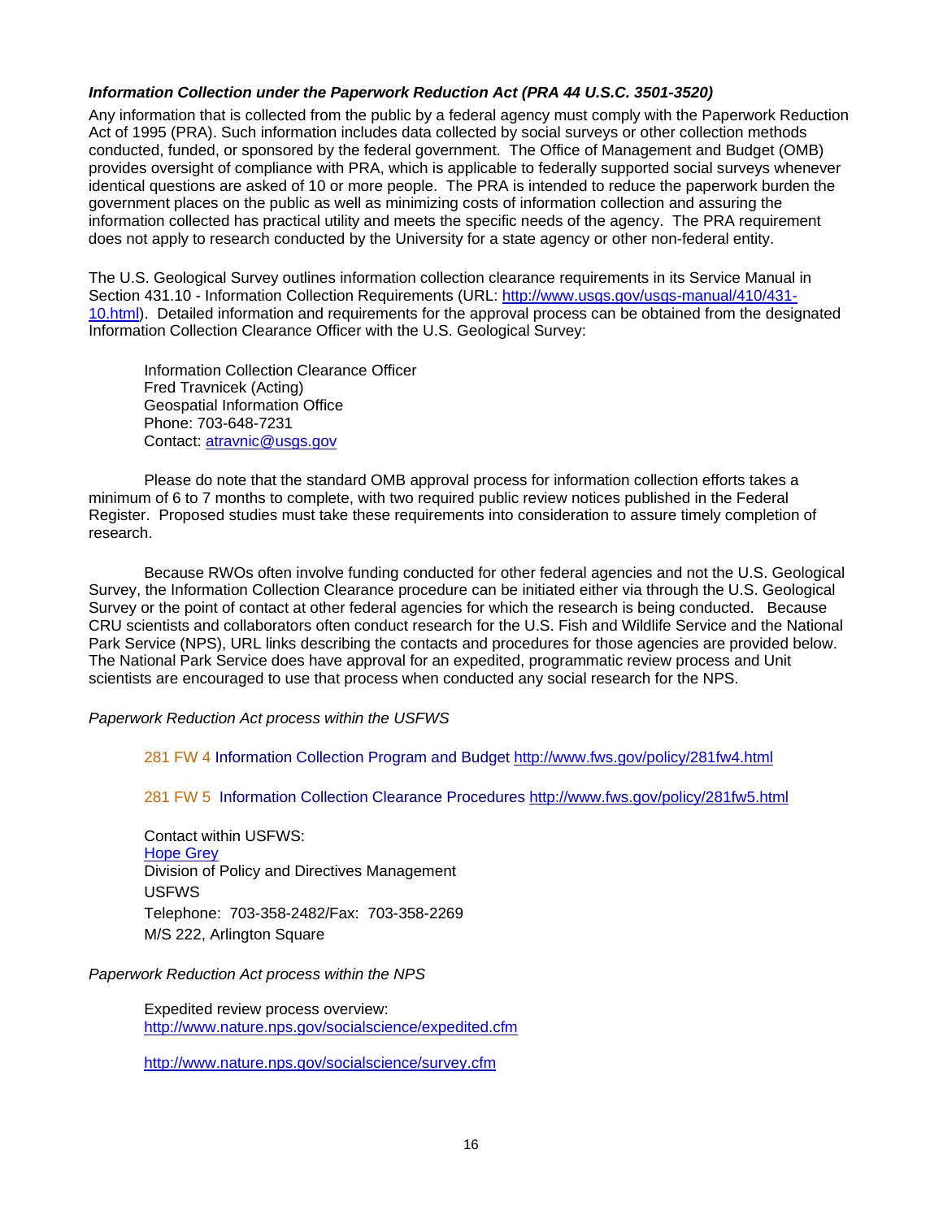***Information Collection under the Paperwork Reduction Act (PRA 44 U.S.C. 3501-3520)***

Any information that is collected from the public by a federal agency must comply with the Paperwork Reduction Act of 1995 (PRA). Such information includes data collected by social surveys or other collection methods conducted, funded, or sponsored by the federal government. The Office of Management and Budget (OMB) provides oversight of compliance with PRA, which is applicable to federally supported social surveys whenever identical questions are asked of 10 or more people. The PRA is intended to reduce the paperwork burden the government places on the public as well as minimizing costs of information collection and assuring the information collected has practical utility and meets the specific needs of the agency. The PRA requirement does not apply to research conducted by the University for a state agency or other non-federal entity.

The U.S. Geological Survey outlines information collection clearance requirements in its Service Manual in Section 431.10 - Information Collection Requirements (URL: [http://www.usgs.gov/usgs-manual/410/431-10.html](http://www.usgs.gov/usgs-manual/410/431-10.html)). Detailed information and requirements for the approval process can be obtained from the designated Information Collection Clearance Officer with the U.S. Geological Survey:

> Information Collection Clearance Officer
> Fred Travnicek (Acting)
> Geospatial Information Office
> Phone: 703-648-7231
> Contact: [atravnic@usgs.gov](mailto:atravnic@usgs.gov)

Please do note that the standard OMB approval process for information collection efforts takes a minimum of 6 to 7 months to complete, with two required public review notices published in the Federal Register. Proposed studies must take these requirements into consideration to assure timely completion of research.

Because RWOs often involve funding conducted for other federal agencies and not the U.S. Geological Survey, the Information Collection Clearance procedure can be initiated either via through the U.S. Geological Survey or the point of contact at other federal agencies for which the research is being conducted. Because CRU scientists and collaborators often conduct research for the U.S. Fish and Wildlife Service and the National Park Service (NPS), URL links describing the contacts and procedures for those agencies are provided below. The National Park Service does have approval for an expedited, programmatic review process and Unit scientists are encouraged to use that process when conducted any social research for the NPS.

*Paperwork Reduction Act process within the USFWS*

> 281 FW 4 Information Collection Program and Budget [http://www.fws.gov/policy/281fw4.html](http://www.fws.gov/policy/281fw4.html)
>
> 281 FW 5 Information Collection Clearance Procedures [http://www.fws.gov/policy/281fw5.html](http://www.fws.gov/policy/281fw5.html)
>
> Contact within USFWS:
> Hope Grey
> Division of Policy and Directives Management
> USFWS
> Telephone: 703-358-2482/Fax: 703-358-2269
> M/S 222, Arlington Square

*Paperwork Reduction Act process within the NPS*

> Expedited review process overview:
> [http://www.nature.nps.gov/socialscience/expedited.cfm](http://www.nature.nps.gov/socialscience/expedited.cfm)
>
> [http://www.nature.nps.gov/socialscience/survey.cfm](http://www.nature.nps.gov/socialscience/survey.cfm)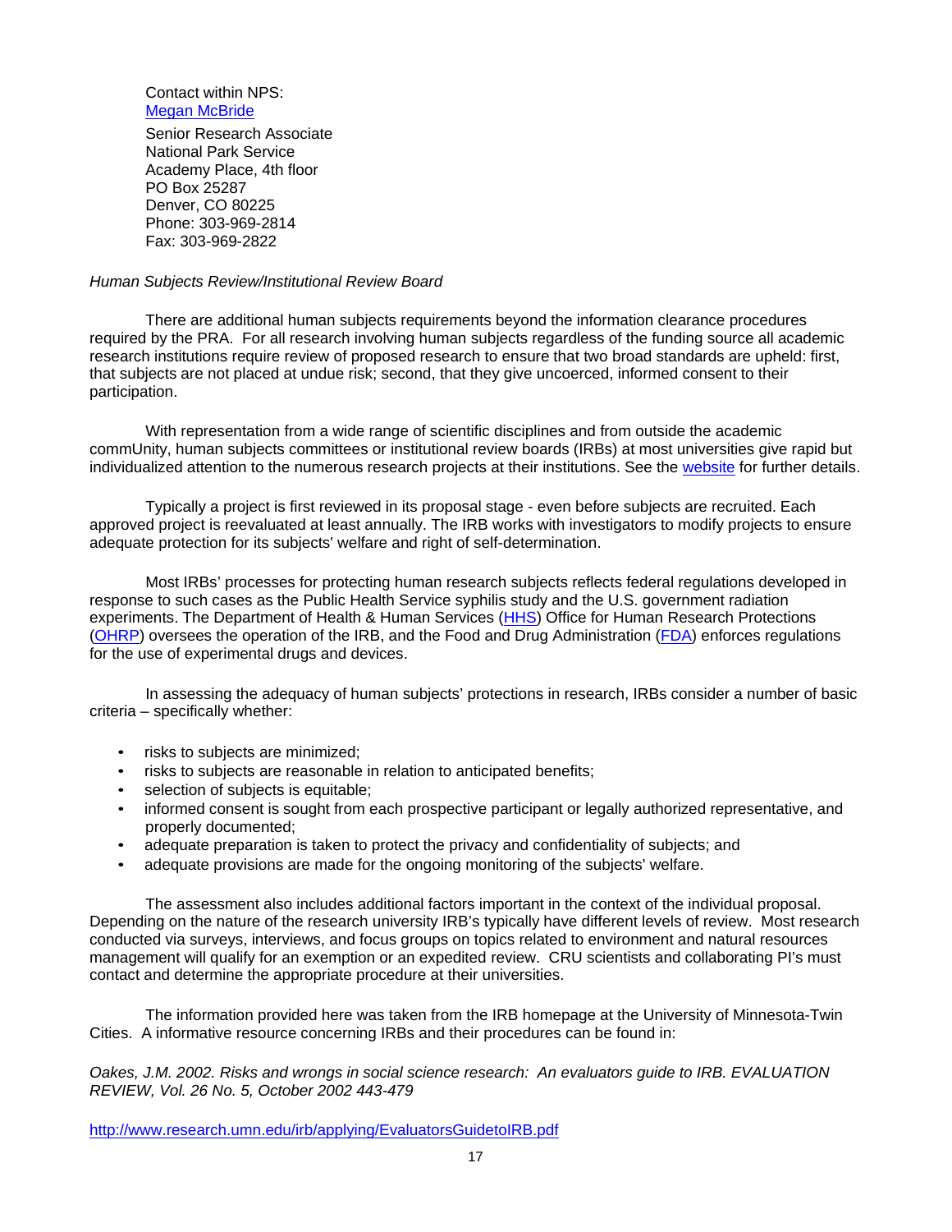Contact within NPS:
[Megan McBride](Megan McBride)

Senior Research Associate
National Park Service
Academy Place, 4th floor
PO Box 25287
Denver, CO 80225
Phone: 303-969-2814
Fax: 303-969-2822

*Human Subjects Review/Institutional Review Board*

There are additional human subjects requirements beyond the information clearance procedures required by the PRA. For all research involving human subjects regardless of the funding source all academic research institutions require review of proposed research to ensure that two broad standards are upheld: first, that subjects are not placed at undue risk; second, that they give uncoerced, informed consent to their participation.

With representation from a wide range of scientific disciplines and from outside the academic commUnity, human subjects committees or institutional review boards (IRBs) at most universities give rapid but individualized attention to the numerous research projects at their institutions. See the website for further details.

Typically a project is first reviewed in its proposal stage - even before subjects are recruited. Each approved project is reevaluated at least annually. The IRB works with investigators to modify projects to ensure adequate protection for its subjects' welfare and right of self-determination.

Most IRBs' processes for protecting human research subjects reflects federal regulations developed in response to such cases as the Public Health Service syphilis study and the U.S. government radiation experiments. The Department of Health & Human Services (HHS) Office for Human Research Protections (OHRP) oversees the operation of the IRB, and the Food and Drug Administration (FDA) enforces regulations for the use of experimental drugs and devices.

In assessing the adequacy of human subjects' protections in research, IRBs consider a number of basic criteria – specifically whether:

- risks to subjects are minimized;
- risks to subjects are reasonable in relation to anticipated benefits;
- selection of subjects is equitable;
- informed consent is sought from each prospective participant or legally authorized representative, and properly documented;
- adequate preparation is taken to protect the privacy and confidentiality of subjects; and
- adequate provisions are made for the ongoing monitoring of the subjects' welfare.

The assessment also includes additional factors important in the context of the individual proposal. Depending on the nature of the research university IRB's typically have different levels of review. Most research conducted via surveys, interviews, and focus groups on topics related to environment and natural resources management will qualify for an exemption or an expedited review. CRU scientists and collaborating PI's must contact and determine the appropriate procedure at their universities.

The information provided here was taken from the IRB homepage at the University of Minnesota-Twin Cities. A informative resource concerning IRBs and their procedures can be found in:

*Oakes, J.M. 2002. Risks and wrongs in social science research: An evaluators guide to IRB. EVALUATION REVIEW, Vol. 26 No. 5, October 2002 443-479*

http://www.research.umn.edu/irb/applying/EvaluatorsGuidetoIRB.pdf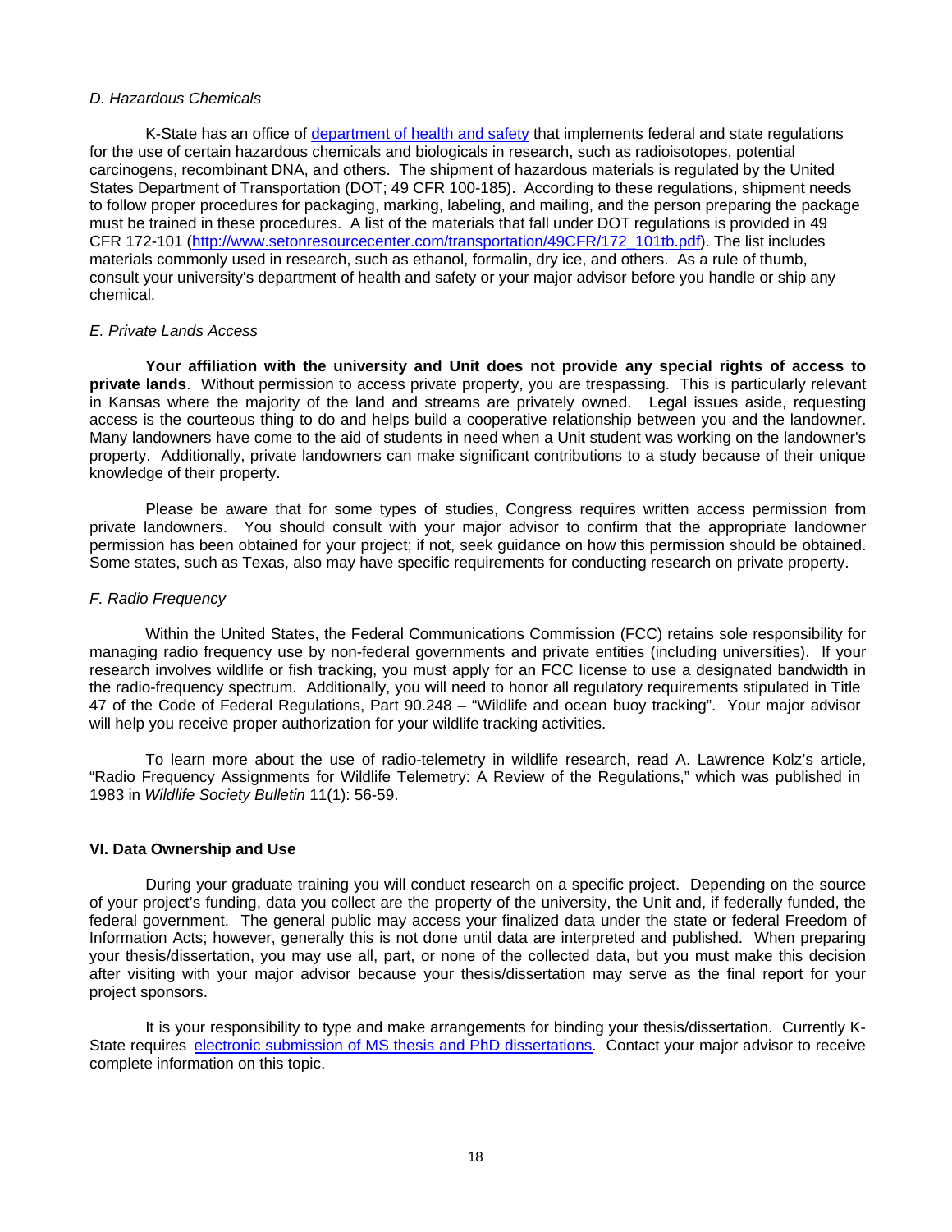*D. Hazardous Chemicals*

K-State has an office of [department of health and safety]() that implements federal and state regulations for the use of certain hazardous chemicals and biologicals in research, such as radioisotopes, potential carcinogens, recombinant DNA, and others. The shipment of hazardous materials is regulated by the United States Department of Transportation (DOT; 49 CFR 100-185). According to these regulations, shipment needs to follow proper procedures for packaging, marking, labeling, and mailing, and the person preparing the package must be trained in these procedures. A list of the materials that fall under DOT regulations is provided in 49 CFR 172-101 (http://www.setonresourcecenter.com/transportation/49CFR/172_101tb.pdf). The list includes materials commonly used in research, such as ethanol, formalin, dry ice, and others. As a rule of thumb, consult your university's department of health and safety or your major advisor before you handle or ship any chemical.

*E. Private Lands Access*

**Your affiliation with the university and Unit does not provide any special rights of access to private lands**. Without permission to access private property, you are trespassing. This is particularly relevant in Kansas where the majority of the land and streams are privately owned. Legal issues aside, requesting access is the courteous thing to do and helps build a cooperative relationship between you and the landowner. Many landowners have come to the aid of students in need when a Unit student was working on the landowner's property. Additionally, private landowners can make significant contributions to a study because of their unique knowledge of their property.

Please be aware that for some types of studies, Congress requires written access permission from private landowners. You should consult with your major advisor to confirm that the appropriate landowner permission has been obtained for your project; if not, seek guidance on how this permission should be obtained. Some states, such as Texas, also may have specific requirements for conducting research on private property.

*F. Radio Frequency*

Within the United States, the Federal Communications Commission (FCC) retains sole responsibility for managing radio frequency use by non-federal governments and private entities (including universities). If your research involves wildlife or fish tracking, you must apply for an FCC license to use a designated bandwidth in the radio-frequency spectrum. Additionally, you will need to honor all regulatory requirements stipulated in Title 47 of the Code of Federal Regulations, Part 90.248 – "Wildlife and ocean buoy tracking". Your major advisor will help you receive proper authorization for your wildlife tracking activities.

To learn more about the use of radio-telemetry in wildlife research, read A. Lawrence Kolz's article, "Radio Frequency Assignments for Wildlife Telemetry: A Review of the Regulations," which was published in 1983 in *Wildlife Society Bulletin* 11(1): 56-59.

## VI. Data Ownership and Use

During your graduate training you will conduct research on a specific project. Depending on the source of your project's funding, data you collect are the property of the university, the Unit and, if federally funded, the federal government. The general public may access your finalized data under the state or federal Freedom of Information Acts; however, generally this is not done until data are interpreted and published. When preparing your thesis/dissertation, you may use all, part, or none of the collected data, but you must make this decision after visiting with your major advisor because your thesis/dissertation may serve as the final report for your project sponsors.

It is your responsibility to type and make arrangements for binding your thesis/dissertation. Currently K-State requires [electronic submission of MS thesis and PhD dissertations](). Contact your major advisor to receive complete information on this topic.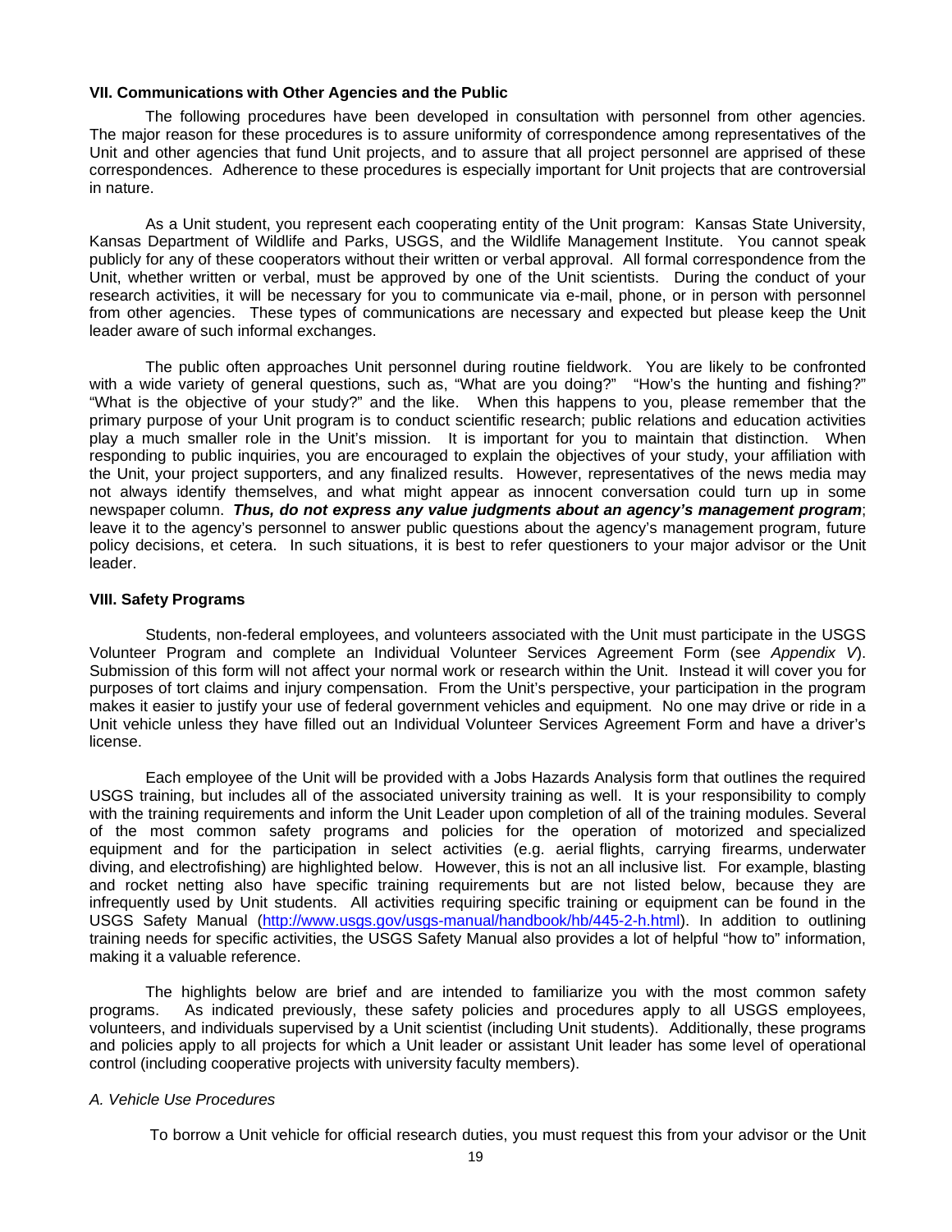### VII. Communications with Other Agencies and the Public

The following procedures have been developed in consultation with personnel from other agencies. The major reason for these procedures is to assure uniformity of correspondence among representatives of the Unit and other agencies that fund Unit projects, and to assure that all project personnel are apprised of these correspondences. Adherence to these procedures is especially important for Unit projects that are controversial in nature.

As a Unit student, you represent each cooperating entity of the Unit program: Kansas State University, Kansas Department of Wildlife and Parks, USGS, and the Wildlife Management Institute. You cannot speak publicly for any of these cooperators without their written or verbal approval. All formal correspondence from the Unit, whether written or verbal, must be approved by one of the Unit scientists. During the conduct of your research activities, it will be necessary for you to communicate via e-mail, phone, or in person with personnel from other agencies. These types of communications are necessary and expected but please keep the Unit leader aware of such informal exchanges.

The public often approaches Unit personnel during routine fieldwork. You are likely to be confronted with a wide variety of general questions, such as, "What are you doing?" "How's the hunting and fishing?" "What is the objective of your study?" and the like. When this happens to you, please remember that the primary purpose of your Unit program is to conduct scientific research; public relations and education activities play a much smaller role in the Unit's mission. It is important for you to maintain that distinction. When responding to public inquiries, you are encouraged to explain the objectives of your study, your affiliation with the Unit, your project supporters, and any finalized results. However, representatives of the news media may not always identify themselves, and what might appear as innocent conversation could turn up in some newspaper column. ***Thus, do not express any value judgments about an agency's management program***; leave it to the agency's personnel to answer public questions about the agency's management program, future policy decisions, et cetera. In such situations, it is best to refer questioners to your major advisor or the Unit leader.

### VIII. Safety Programs

Students, non-federal employees, and volunteers associated with the Unit must participate in the USGS Volunteer Program and complete an Individual Volunteer Services Agreement Form (see *Appendix V*). Submission of this form will not affect your normal work or research within the Unit. Instead it will cover you for purposes of tort claims and injury compensation. From the Unit's perspective, your participation in the program makes it easier to justify your use of federal government vehicles and equipment. No one may drive or ride in a Unit vehicle unless they have filled out an Individual Volunteer Services Agreement Form and have a driver's license.

Each employee of the Unit will be provided with a Jobs Hazards Analysis form that outlines the required USGS training, but includes all of the associated university training as well. It is your responsibility to comply with the training requirements and inform the Unit Leader upon completion of all of the training modules. Several of the most common safety programs and policies for the operation of motorized and specialized equipment and for the participation in select activities (e.g. aerial flights, carrying firearms, underwater diving, and electrofishing) are highlighted below. However, this is not an all inclusive list. For example, blasting and rocket netting also have specific training requirements but are not listed below, because they are infrequently used by Unit students. All activities requiring specific training or equipment can be found in the USGS Safety Manual (http://www.usgs.gov/usgs-manual/handbook/hb/445-2-h.html). In addition to outlining training needs for specific activities, the USGS Safety Manual also provides a lot of helpful "how to" information, making it a valuable reference.

The highlights below are brief and are intended to familiarize you with the most common safety programs. As indicated previously, these safety policies and procedures apply to all USGS employees, volunteers, and individuals supervised by a Unit scientist (including Unit students). Additionally, these programs and policies apply to all projects for which a Unit leader or assistant Unit leader has some level of operational control (including cooperative projects with university faculty members).

*A. Vehicle Use Procedures*

To borrow a Unit vehicle for official research duties, you must request this from your advisor or the Unit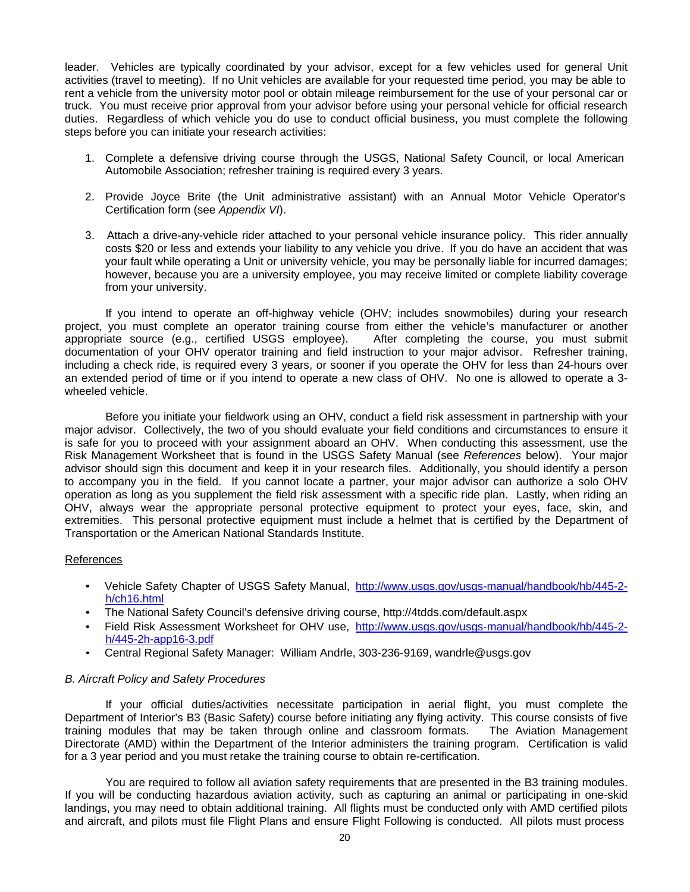leader. Vehicles are typically coordinated by your advisor, except for a few vehicles used for general Unit activities (travel to meeting). If no Unit vehicles are available for your requested time period, you may be able to rent a vehicle from the university motor pool or obtain mileage reimbursement for the use of your personal car or truck. You must receive prior approval from your advisor before using your personal vehicle for official research duties. Regardless of which vehicle you do use to conduct official business, you must complete the following steps before you can initiate your research activities:

1. Complete a defensive driving course through the USGS, National Safety Council, or local American Automobile Association; refresher training is required every 3 years.

2. Provide Joyce Brite (the Unit administrative assistant) with an Annual Motor Vehicle Operator's Certification form (see *Appendix VI*).

3. Attach a drive-any-vehicle rider attached to your personal vehicle insurance policy. This rider annually costs $20 or less and extends your liability to any vehicle you drive. If you do have an accident that was your fault while operating a Unit or university vehicle, you may be personally liable for incurred damages; however, because you are a university employee, you may receive limited or complete liability coverage from your university.

If you intend to operate an off-highway vehicle (OHV; includes snowmobiles) during your research project, you must complete an operator training course from either the vehicle's manufacturer or another appropriate source (e.g., certified USGS employee). After completing the course, you must submit documentation of your OHV operator training and field instruction to your major advisor. Refresher training, including a check ride, is required every 3 years, or sooner if you operate the OHV for less than 24-hours over an extended period of time or if you intend to operate a new class of OHV. No one is allowed to operate a 3-wheeled vehicle.

Before you initiate your fieldwork using an OHV, conduct a field risk assessment in partnership with your major advisor. Collectively, the two of you should evaluate your field conditions and circumstances to ensure it is safe for you to proceed with your assignment aboard an OHV. When conducting this assessment, use the Risk Management Worksheet that is found in the USGS Safety Manual (see *References* below). Your major advisor should sign this document and keep it in your research files. Additionally, you should identify a person to accompany you in the field. If you cannot locate a partner, your major advisor can authorize a solo OHV operation as long as you supplement the field risk assessment with a specific ride plan. Lastly, when riding an OHV, always wear the appropriate personal protective equipment to protect your eyes, face, skin, and extremities. This personal protective equipment must include a helmet that is certified by the Department of Transportation or the American National Standards Institute.

References

- Vehicle Safety Chapter of USGS Safety Manual, http://www.usgs.gov/usgs-manual/handbook/hb/445-2-h/ch16.html
- The National Safety Council's defensive driving course, http://4tdds.com/default.aspx
- Field Risk Assessment Worksheet for OHV use, http://www.usgs.gov/usgs-manual/handbook/hb/445-2-h/445-2h-app16-3.pdf
- Central Regional Safety Manager: William Andrle, 303-236-9169, wandrle@usgs.gov

*B. Aircraft Policy and Safety Procedures*

If your official duties/activities necessitate participation in aerial flight, you must complete the Department of Interior's B3 (Basic Safety) course before initiating any flying activity. This course consists of five training modules that may be taken through online and classroom formats. The Aviation Management Directorate (AMD) within the Department of the Interior administers the training program. Certification is valid for a 3 year period and you must retake the training course to obtain re-certification.

You are required to follow all aviation safety requirements that are presented in the B3 training modules. If you will be conducting hazardous aviation activity, such as capturing an animal or participating in one-skid landings, you may need to obtain additional training. All flights must be conducted only with AMD certified pilots and aircraft, and pilots must file Flight Plans and ensure Flight Following is conducted. All pilots must process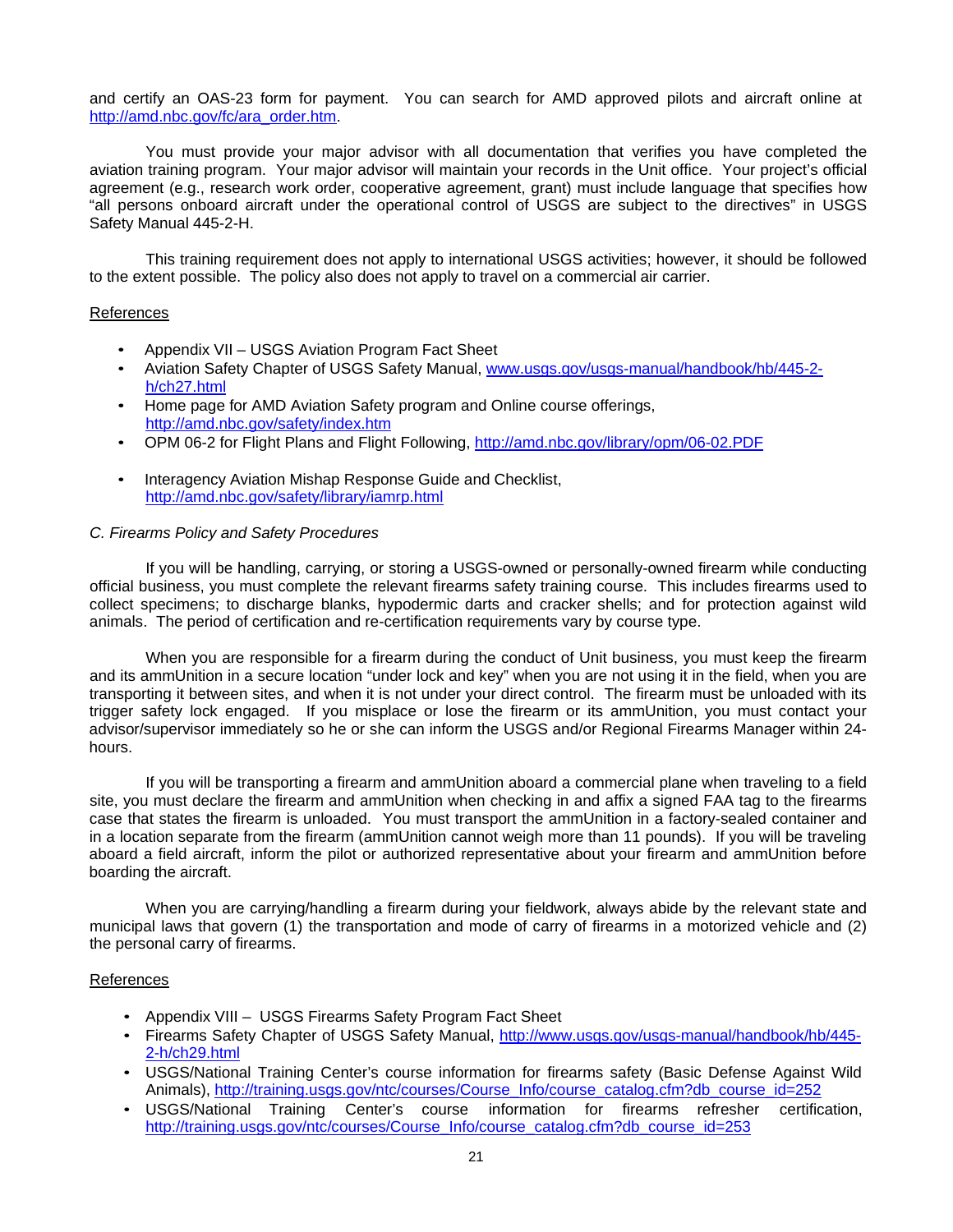and certify an OAS-23 form for payment. You can search for AMD approved pilots and aircraft online at http://amd.nbc.gov/fc/ara_order.htm.

You must provide your major advisor with all documentation that verifies you have completed the aviation training program. Your major advisor will maintain your records in the Unit office. Your project's official agreement (e.g., research work order, cooperative agreement, grant) must include language that specifies how "all persons onboard aircraft under the operational control of USGS are subject to the directives" in USGS Safety Manual 445-2-H.

This training requirement does not apply to international USGS activities; however, it should be followed to the extent possible. The policy also does not apply to travel on a commercial air carrier.

References

- Appendix VII – USGS Aviation Program Fact Sheet
- Aviation Safety Chapter of USGS Safety Manual, www.usgs.gov/usgs-manual/handbook/hb/445-2-h/ch27.html
- Home page for AMD Aviation Safety program and Online course offerings, http://amd.nbc.gov/safety/index.htm
- OPM 06-2 for Flight Plans and Flight Following, http://amd.nbc.gov/library/opm/06-02.PDF
- Interagency Aviation Mishap Response Guide and Checklist, http://amd.nbc.gov/safety/library/iamrp.html

*C. Firearms Policy and Safety Procedures*

If you will be handling, carrying, or storing a USGS-owned or personally-owned firearm while conducting official business, you must complete the relevant firearms safety training course. This includes firearms used to collect specimens; to discharge blanks, hypodermic darts and cracker shells; and for protection against wild animals. The period of certification and re-certification requirements vary by course type.

When you are responsible for a firearm during the conduct of Unit business, you must keep the firearm and its ammUnition in a secure location "under lock and key" when you are not using it in the field, when you are transporting it between sites, and when it is not under your direct control. The firearm must be unloaded with its trigger safety lock engaged. If you misplace or lose the firearm or its ammUnition, you must contact your advisor/supervisor immediately so he or she can inform the USGS and/or Regional Firearms Manager within 24-hours.

If you will be transporting a firearm and ammUnition aboard a commercial plane when traveling to a field site, you must declare the firearm and ammUnition when checking in and affix a signed FAA tag to the firearms case that states the firearm is unloaded. You must transport the ammUnition in a factory-sealed container and in a location separate from the firearm (ammUnition cannot weigh more than 11 pounds). If you will be traveling aboard a field aircraft, inform the pilot or authorized representative about your firearm and ammUnition before boarding the aircraft.

When you are carrying/handling a firearm during your fieldwork, always abide by the relevant state and municipal laws that govern (1) the transportation and mode of carry of firearms in a motorized vehicle and (2) the personal carry of firearms.

References

- Appendix VIII – USGS Firearms Safety Program Fact Sheet
- Firearms Safety Chapter of USGS Safety Manual, http://www.usgs.gov/usgs-manual/handbook/hb/445-2-h/ch29.html
- USGS/National Training Center's course information for firearms safety (Basic Defense Against Wild Animals), http://training.usgs.gov/ntc/courses/Course_Info/course_catalog.cfm?db_course_id=252
- USGS/National Training Center's course information for firearms refresher certification, http://training.usgs.gov/ntc/courses/Course_Info/course_catalog.cfm?db_course_id=253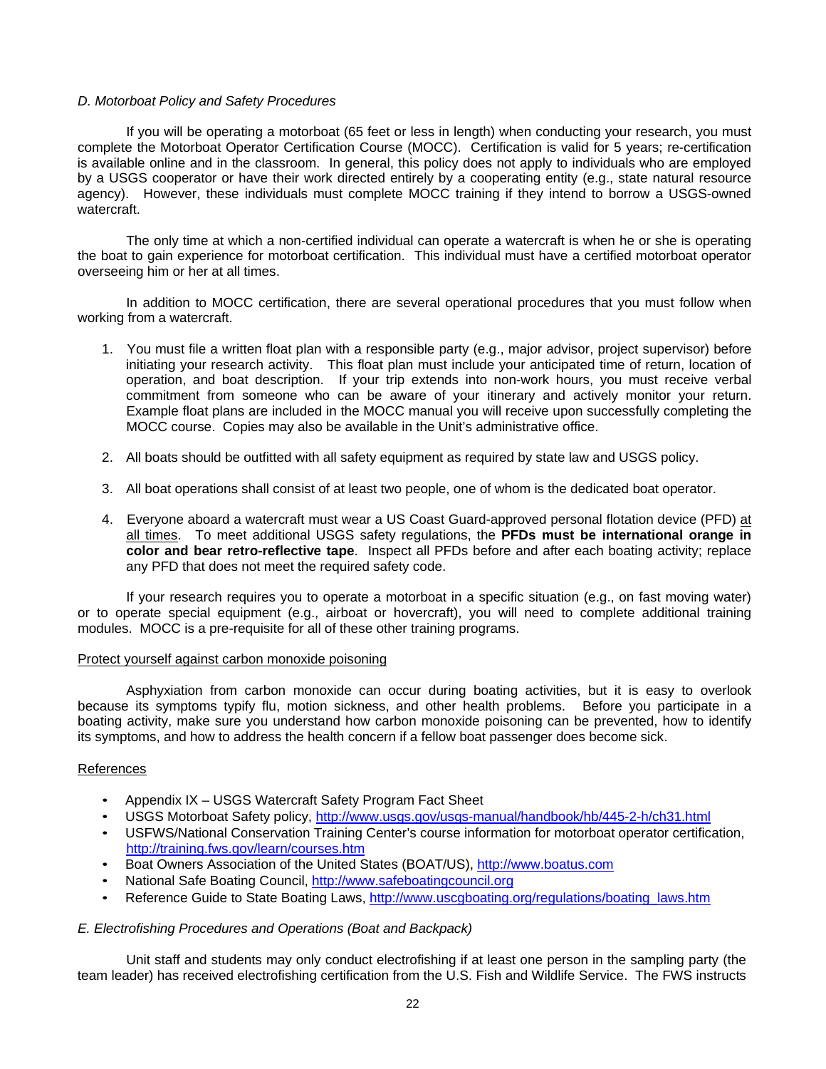*D. Motorboat Policy and Safety Procedures*

If you will be operating a motorboat (65 feet or less in length) when conducting your research, you must complete the Motorboat Operator Certification Course (MOCC). Certification is valid for 5 years; re-certification is available online and in the classroom. In general, this policy does not apply to individuals who are employed by a USGS cooperator or have their work directed entirely by a cooperating entity (e.g., state natural resource agency). However, these individuals must complete MOCC training if they intend to borrow a USGS-owned watercraft.

The only time at which a non-certified individual can operate a watercraft is when he or she is operating the boat to gain experience for motorboat certification. This individual must have a certified motorboat operator overseeing him or her at all times.

In addition to MOCC certification, there are several operational procedures that you must follow when working from a watercraft.

1. You must file a written float plan with a responsible party (e.g., major advisor, project supervisor) before initiating your research activity. This float plan must include your anticipated time of return, location of operation, and boat description. If your trip extends into non-work hours, you must receive verbal commitment from someone who can be aware of your itinerary and actively monitor your return. Example float plans are included in the MOCC manual you will receive upon successfully completing the MOCC course. Copies may also be available in the Unit's administrative office.

2. All boats should be outfitted with all safety equipment as required by state law and USGS policy.

3. All boat operations shall consist of at least two people, one of whom is the dedicated boat operator.

4. Everyone aboard a watercraft must wear a US Coast Guard-approved personal flotation device (PFD) at all times. To meet additional USGS safety regulations, the **PFDs must be international orange in color and bear retro-reflective tape**. Inspect all PFDs before and after each boating activity; replace any PFD that does not meet the required safety code.

If your research requires you to operate a motorboat in a specific situation (e.g., on fast moving water) or to operate special equipment (e.g., airboat or hovercraft), you will need to complete additional training modules. MOCC is a pre-requisite for all of these other training programs.

Protect yourself against carbon monoxide poisoning

Asphyxiation from carbon monoxide can occur during boating activities, but it is easy to overlook because its symptoms typify flu, motion sickness, and other health problems. Before you participate in a boating activity, make sure you understand how carbon monoxide poisoning can be prevented, how to identify its symptoms, and how to address the health concern if a fellow boat passenger does become sick.

References

- Appendix IX – USGS Watercraft Safety Program Fact Sheet
- USGS Motorboat Safety policy, http://www.usgs.gov/usgs-manual/handbook/hb/445-2-h/ch31.html
- USFWS/National Conservation Training Center's course information for motorboat operator certification, http://training.fws.gov/learn/courses.htm
- Boat Owners Association of the United States (BOAT/US), http://www.boatus.com
- National Safe Boating Council, http://www.safeboatingcouncil.org
- Reference Guide to State Boating Laws, http://www.uscgboating.org/regulations/boating_laws.htm

*E. Electrofishing Procedures and Operations (Boat and Backpack)*

Unit staff and students may only conduct electrofishing if at least one person in the sampling party (the team leader) has received electrofishing certification from the U.S. Fish and Wildlife Service. The FWS instructs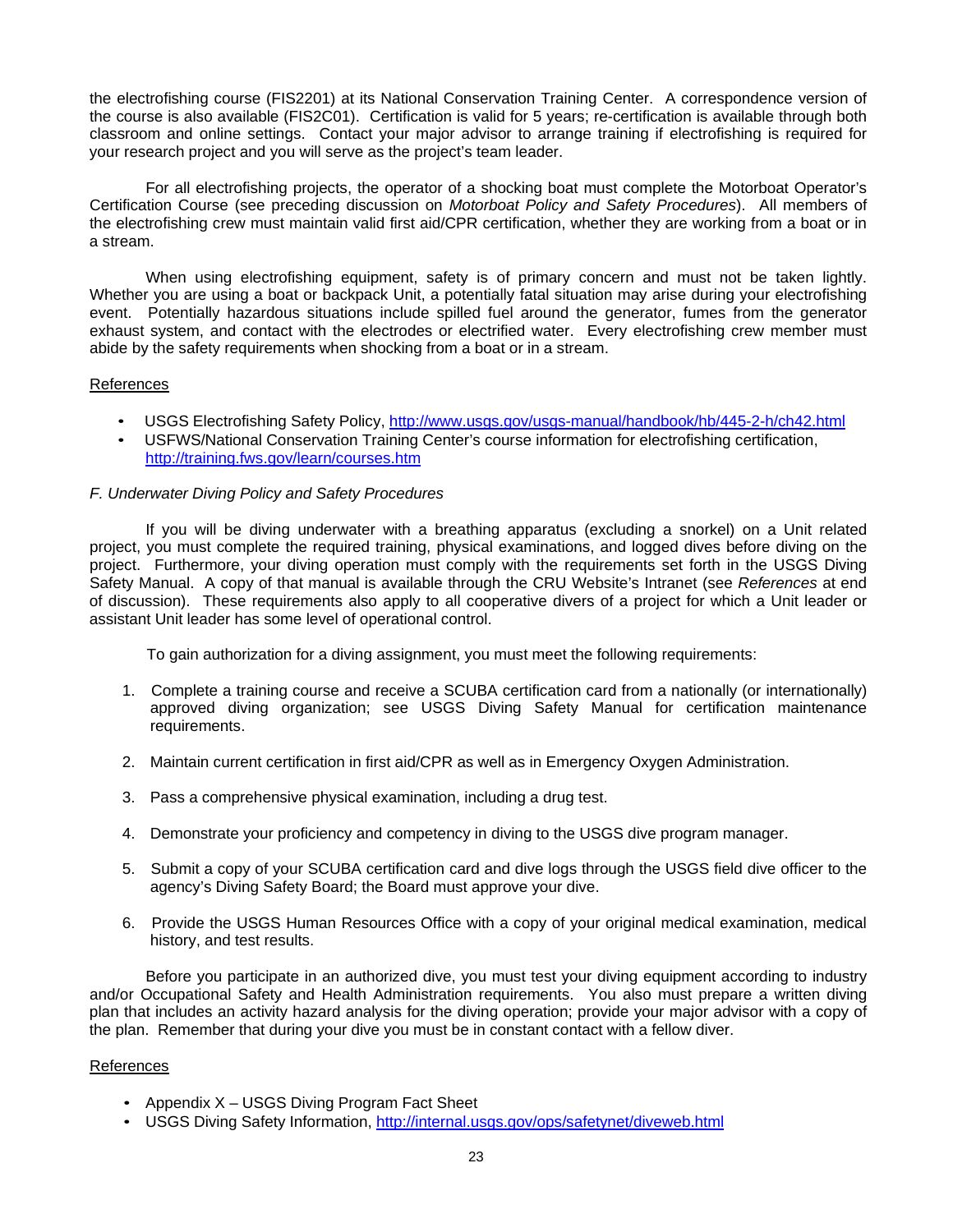the electrofishing course (FIS2201) at its National Conservation Training Center. A correspondence version of the course is also available (FIS2C01). Certification is valid for 5 years; re-certification is available through both classroom and online settings. Contact your major advisor to arrange training if electrofishing is required for your research project and you will serve as the project's team leader.

For all electrofishing projects, the operator of a shocking boat must complete the Motorboat Operator's Certification Course (see preceding discussion on *Motorboat Policy and Safety Procedures*). All members of the electrofishing crew must maintain valid first aid/CPR certification, whether they are working from a boat or in a stream.

When using electrofishing equipment, safety is of primary concern and must not be taken lightly. Whether you are using a boat or backpack Unit, a potentially fatal situation may arise during your electrofishing event. Potentially hazardous situations include spilled fuel around the generator, fumes from the generator exhaust system, and contact with the electrodes or electrified water. Every electrofishing crew member must abide by the safety requirements when shocking from a boat or in a stream.

References

- USGS Electrofishing Safety Policy, http://www.usgs.gov/usgs-manual/handbook/hb/445-2-h/ch42.html
- USFWS/National Conservation Training Center's course information for electrofishing certification, http://training.fws.gov/learn/courses.htm

*F. Underwater Diving Policy and Safety Procedures*

If you will be diving underwater with a breathing apparatus (excluding a snorkel) on a Unit related project, you must complete the required training, physical examinations, and logged dives before diving on the project. Furthermore, your diving operation must comply with the requirements set forth in the USGS Diving Safety Manual. A copy of that manual is available through the CRU Website's Intranet (see *References* at end of discussion). These requirements also apply to all cooperative divers of a project for which a Unit leader or assistant Unit leader has some level of operational control.

To gain authorization for a diving assignment, you must meet the following requirements:

1. Complete a training course and receive a SCUBA certification card from a nationally (or internationally) approved diving organization; see USGS Diving Safety Manual for certification maintenance requirements.

2. Maintain current certification in first aid/CPR as well as in Emergency Oxygen Administration.

3. Pass a comprehensive physical examination, including a drug test.

4. Demonstrate your proficiency and competency in diving to the USGS dive program manager.

5. Submit a copy of your SCUBA certification card and dive logs through the USGS field dive officer to the agency's Diving Safety Board; the Board must approve your dive.

6. Provide the USGS Human Resources Office with a copy of your original medical examination, medical history, and test results.

Before you participate in an authorized dive, you must test your diving equipment according to industry and/or Occupational Safety and Health Administration requirements. You also must prepare a written diving plan that includes an activity hazard analysis for the diving operation; provide your major advisor with a copy of the plan. Remember that during your dive you must be in constant contact with a fellow diver.

References

- Appendix X – USGS Diving Program Fact Sheet
- USGS Diving Safety Information, http://internal.usgs.gov/ops/safetynet/diveweb.html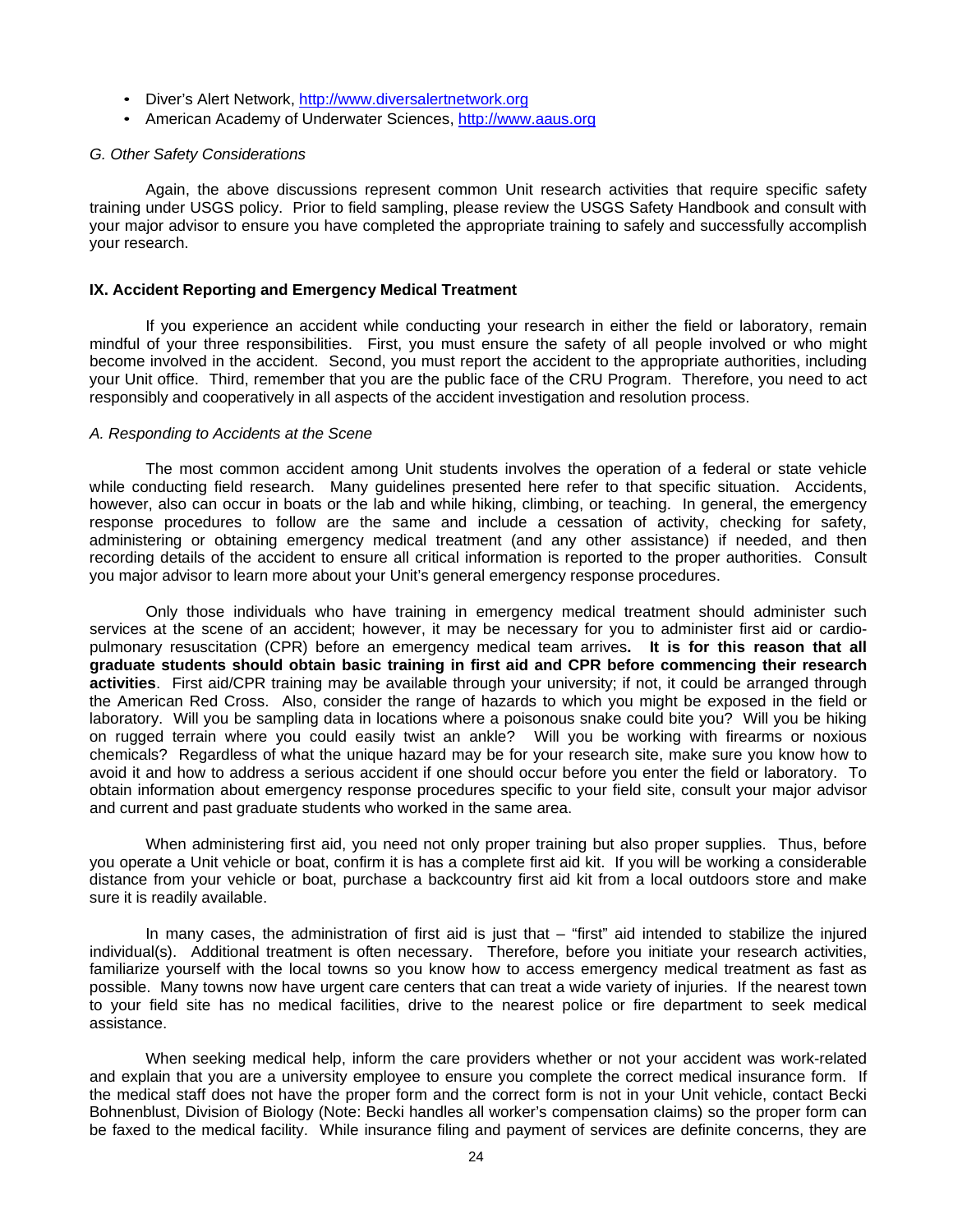- Diver's Alert Network, http://www.diversalertnetwork.org
- American Academy of Underwater Sciences, http://www.aaus.org

*G. Other Safety Considerations*

Again, the above discussions represent common Unit research activities that require specific safety training under USGS policy. Prior to field sampling, please review the USGS Safety Handbook and consult with your major advisor to ensure you have completed the appropriate training to safely and successfully accomplish your research.

## IX. Accident Reporting and Emergency Medical Treatment

If you experience an accident while conducting your research in either the field or laboratory, remain mindful of your three responsibilities. First, you must ensure the safety of all people involved or who might become involved in the accident. Second, you must report the accident to the appropriate authorities, including your Unit office. Third, remember that you are the public face of the CRU Program. Therefore, you need to act responsibly and cooperatively in all aspects of the accident investigation and resolution process.

*A. Responding to Accidents at the Scene*

The most common accident among Unit students involves the operation of a federal or state vehicle while conducting field research. Many guidelines presented here refer to that specific situation. Accidents, however, also can occur in boats or the lab and while hiking, climbing, or teaching. In general, the emergency response procedures to follow are the same and include a cessation of activity, checking for safety, administering or obtaining emergency medical treatment (and any other assistance) if needed, and then recording details of the accident to ensure all critical information is reported to the proper authorities. Consult you major advisor to learn more about your Unit's general emergency response procedures.

Only those individuals who have training in emergency medical treatment should administer such services at the scene of an accident; however, it may be necessary for you to administer first aid or cardio-pulmonary resuscitation (CPR) before an emergency medical team arrives**. It is for this reason that all graduate students should obtain basic training in first aid and CPR before commencing their research activities**. First aid/CPR training may be available through your university; if not, it could be arranged through the American Red Cross. Also, consider the range of hazards to which you might be exposed in the field or laboratory. Will you be sampling data in locations where a poisonous snake could bite you? Will you be hiking on rugged terrain where you could easily twist an ankle? Will you be working with firearms or noxious chemicals? Regardless of what the unique hazard may be for your research site, make sure you know how to avoid it and how to address a serious accident if one should occur before you enter the field or laboratory. To obtain information about emergency response procedures specific to your field site, consult your major advisor and current and past graduate students who worked in the same area.

When administering first aid, you need not only proper training but also proper supplies. Thus, before you operate a Unit vehicle or boat, confirm it is has a complete first aid kit. If you will be working a considerable distance from your vehicle or boat, purchase a backcountry first aid kit from a local outdoors store and make sure it is readily available.

In many cases, the administration of first aid is just that – "first" aid intended to stabilize the injured individual(s). Additional treatment is often necessary. Therefore, before you initiate your research activities, familiarize yourself with the local towns so you know how to access emergency medical treatment as fast as possible. Many towns now have urgent care centers that can treat a wide variety of injuries. If the nearest town to your field site has no medical facilities, drive to the nearest police or fire department to seek medical assistance.

When seeking medical help, inform the care providers whether or not your accident was work-related and explain that you are a university employee to ensure you complete the correct medical insurance form. If the medical staff does not have the proper form and the correct form is not in your Unit vehicle, contact Becki Bohnenblust, Division of Biology (Note: Becki handles all worker's compensation claims) so the proper form can be faxed to the medical facility. While insurance filing and payment of services are definite concerns, they are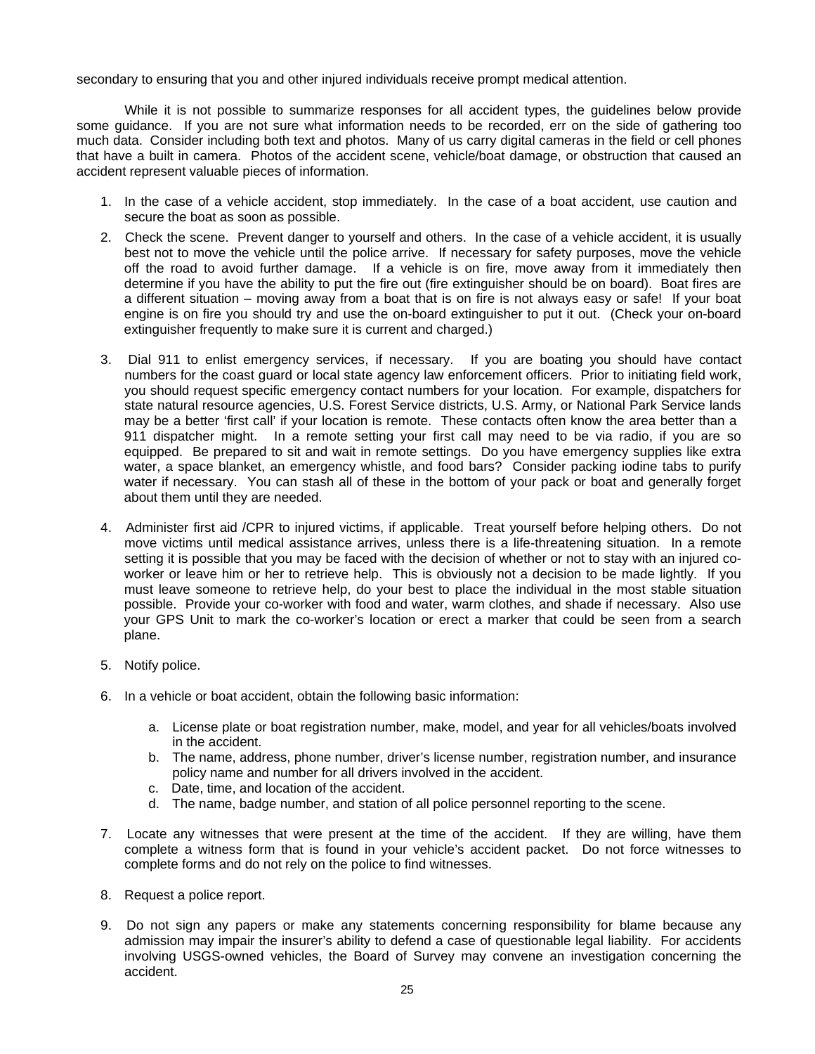secondary to ensuring that you and other injured individuals receive prompt medical attention.

While it is not possible to summarize responses for all accident types, the guidelines below provide some guidance. If you are not sure what information needs to be recorded, err on the side of gathering too much data. Consider including both text and photos. Many of us carry digital cameras in the field or cell phones that have a built in camera. Photos of the accident scene, vehicle/boat damage, or obstruction that caused an accident represent valuable pieces of information.

1. In the case of a vehicle accident, stop immediately. In the case of a boat accident, use caution and secure the boat as soon as possible.
2. Check the scene. Prevent danger to yourself and others. In the case of a vehicle accident, it is usually best not to move the vehicle until the police arrive. If necessary for safety purposes, move the vehicle off the road to avoid further damage. If a vehicle is on fire, move away from it immediately then determine if you have the ability to put the fire out (fire extinguisher should be on board). Boat fires are a different situation – moving away from a boat that is on fire is not always easy or safe! If your boat engine is on fire you should try and use the on-board extinguisher to put it out. (Check your on-board extinguisher frequently to make sure it is current and charged.)
3. Dial 911 to enlist emergency services, if necessary. If you are boating you should have contact numbers for the coast guard or local state agency law enforcement officers. Prior to initiating field work, you should request specific emergency contact numbers for your location. For example, dispatchers for state natural resource agencies, U.S. Forest Service districts, U.S. Army, or National Park Service lands may be a better 'first call' if your location is remote. These contacts often know the area better than a 911 dispatcher might. In a remote setting your first call may need to be via radio, if you are so equipped. Be prepared to sit and wait in remote settings. Do you have emergency supplies like extra water, a space blanket, an emergency whistle, and food bars? Consider packing iodine tabs to purify water if necessary. You can stash all of these in the bottom of your pack or boat and generally forget about them until they are needed.
4. Administer first aid /CPR to injured victims, if applicable. Treat yourself before helping others. Do not move victims until medical assistance arrives, unless there is a life-threatening situation. In a remote setting it is possible that you may be faced with the decision of whether or not to stay with an injured co-worker or leave him or her to retrieve help. This is obviously not a decision to be made lightly. If you must leave someone to retrieve help, do your best to place the individual in the most stable situation possible. Provide your co-worker with food and water, warm clothes, and shade if necessary. Also use your GPS Unit to mark the co-worker's location or erect a marker that could be seen from a search plane.
5. Notify police.
6. In a vehicle or boat accident, obtain the following basic information:
    a. License plate or boat registration number, make, model, and year for all vehicles/boats involved in the accident.
    b. The name, address, phone number, driver's license number, registration number, and insurance policy name and number for all drivers involved in the accident.
    c. Date, time, and location of the accident.
    d. The name, badge number, and station of all police personnel reporting to the scene.
7. Locate any witnesses that were present at the time of the accident. If they are willing, have them complete a witness form that is found in your vehicle's accident packet. Do not force witnesses to complete forms and do not rely on the police to find witnesses.
8. Request a police report.
9. Do not sign any papers or make any statements concerning responsibility for blame because any admission may impair the insurer's ability to defend a case of questionable legal liability. For accidents involving USGS-owned vehicles, the Board of Survey may convene an investigation concerning the accident.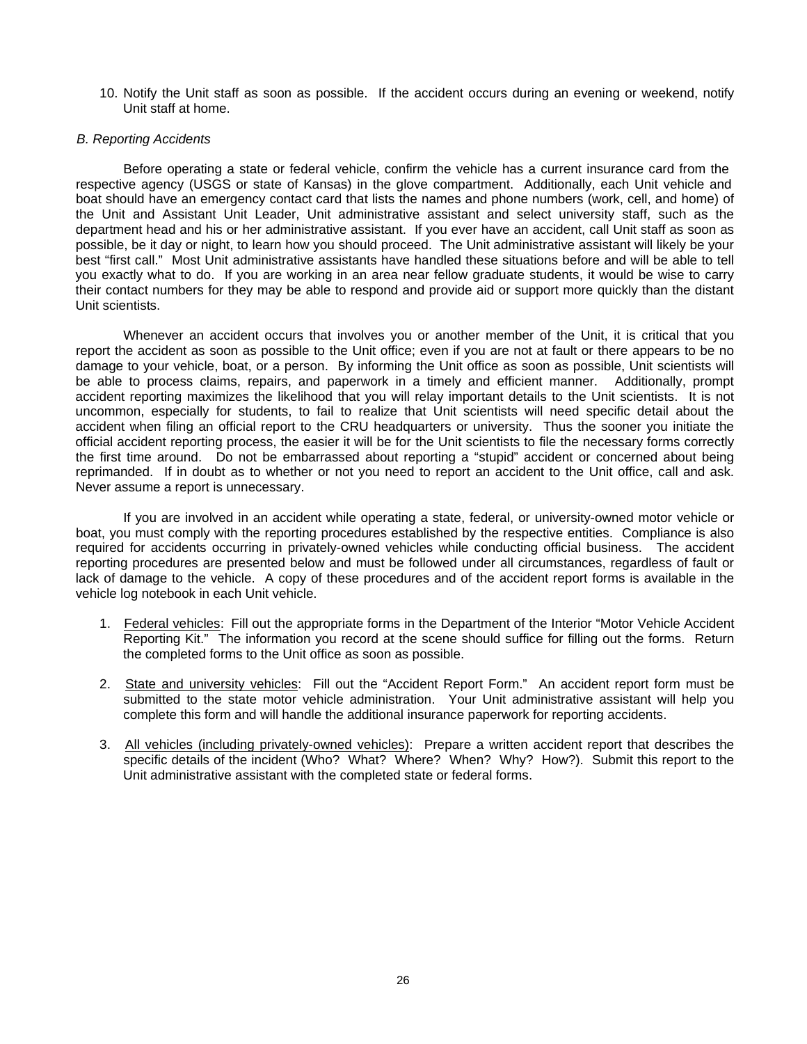10. Notify the Unit staff as soon as possible. If the accident occurs during an evening or weekend, notify Unit staff at home.

*B. Reporting Accidents*

Before operating a state or federal vehicle, confirm the vehicle has a current insurance card from the respective agency (USGS or state of Kansas) in the glove compartment. Additionally, each Unit vehicle and boat should have an emergency contact card that lists the names and phone numbers (work, cell, and home) of the Unit and Assistant Unit Leader, Unit administrative assistant and select university staff, such as the department head and his or her administrative assistant. If you ever have an accident, call Unit staff as soon as possible, be it day or night, to learn how you should proceed. The Unit administrative assistant will likely be your best "first call." Most Unit administrative assistants have handled these situations before and will be able to tell you exactly what to do. If you are working in an area near fellow graduate students, it would be wise to carry their contact numbers for they may be able to respond and provide aid or support more quickly than the distant Unit scientists.

Whenever an accident occurs that involves you or another member of the Unit, it is critical that you report the accident as soon as possible to the Unit office; even if you are not at fault or there appears to be no damage to your vehicle, boat, or a person. By informing the Unit office as soon as possible, Unit scientists will be able to process claims, repairs, and paperwork in a timely and efficient manner. Additionally, prompt accident reporting maximizes the likelihood that you will relay important details to the Unit scientists. It is not uncommon, especially for students, to fail to realize that Unit scientists will need specific detail about the accident when filing an official report to the CRU headquarters or university. Thus the sooner you initiate the official accident reporting process, the easier it will be for the Unit scientists to file the necessary forms correctly the first time around. Do not be embarrassed about reporting a "stupid" accident or concerned about being reprimanded. If in doubt as to whether or not you need to report an accident to the Unit office, call and ask. Never assume a report is unnecessary.

If you are involved in an accident while operating a state, federal, or university-owned motor vehicle or boat, you must comply with the reporting procedures established by the respective entities. Compliance is also required for accidents occurring in privately-owned vehicles while conducting official business. The accident reporting procedures are presented below and must be followed under all circumstances, regardless of fault or lack of damage to the vehicle. A copy of these procedures and of the accident report forms is available in the vehicle log notebook in each Unit vehicle.

1. Federal vehicles: Fill out the appropriate forms in the Department of the Interior "Motor Vehicle Accident Reporting Kit." The information you record at the scene should suffice for filling out the forms. Return the completed forms to the Unit office as soon as possible.

2. State and university vehicles: Fill out the "Accident Report Form." An accident report form must be submitted to the state motor vehicle administration. Your Unit administrative assistant will help you complete this form and will handle the additional insurance paperwork for reporting accidents.

3. All vehicles (including privately-owned vehicles): Prepare a written accident report that describes the specific details of the incident (Who? What? Where? When? Why? How?). Submit this report to the Unit administrative assistant with the completed state or federal forms.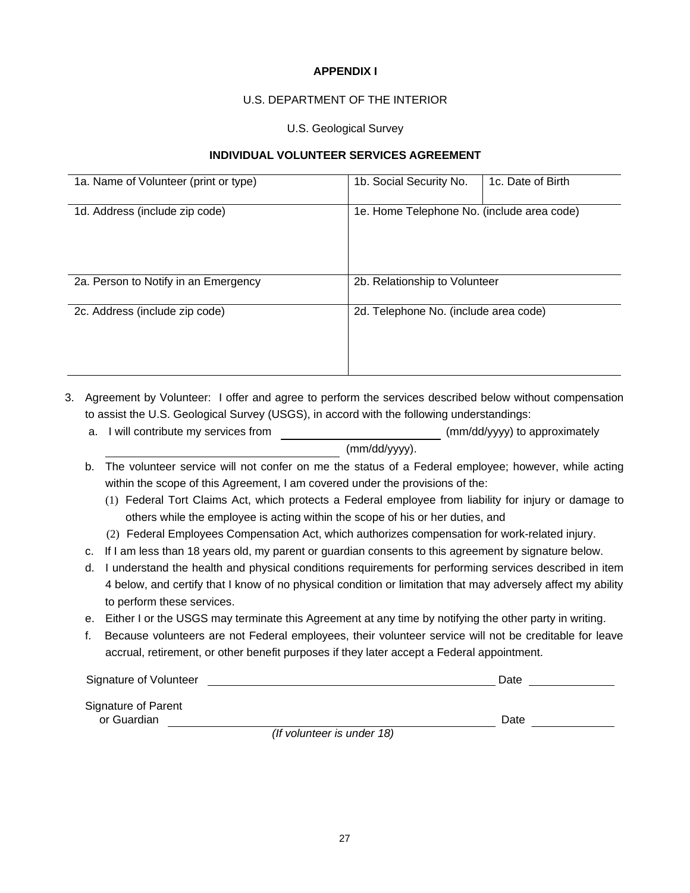**APPENDIX I**

U.S. DEPARTMENT OF THE INTERIOR

U.S. Geological Survey

**INDIVIDUAL VOLUNTEER SERVICES AGREEMENT**

| 1a. Name of Volunteer (print or type) | 1b. Social Security No. | 1c. Date of Birth |
|---|---|---|
| 1d. Address (include zip code) | 1e. Home Telephone No. (include area code) | |
| 2a. Person to Notify in an Emergency | 2b. Relationship to Volunteer | |
| 2c. Address (include zip code) | 2d. Telephone No. (include area code) | |

3. Agreement by Volunteer: I offer and agree to perform the services described below without compensation to assist the U.S. Geological Survey (USGS), in accord with the following understandings:
   a. I will contribute my services from ____________________ (mm/dd/yyyy) to approximately ____________________ (mm/dd/yyyy).
   b. The volunteer service will not confer on me the status of a Federal employee; however, while acting within the scope of this Agreement, I am covered under the provisions of the:
      (1) Federal Tort Claims Act, which protects a Federal employee from liability for injury or damage to others while the employee is acting within the scope of his or her duties, and
      (2) Federal Employees Compensation Act, which authorizes compensation for work-related injury.
   c. If I am less than 18 years old, my parent or guardian consents to this agreement by signature below.
   d. I understand the health and physical conditions requirements for performing services described in item 4 below, and certify that I know of no physical condition or limitation that may adversely affect my ability to perform these services.
   e. Either I or the USGS may terminate this Agreement at any time by notifying the other party in writing.
   f. Because volunteers are not Federal employees, their volunteer service will not be creditable for leave accrual, retirement, or other benefit purposes if they later accept a Federal appointment.

Signature of Volunteer ________________________________________ Date __________

Signature of Parent or Guardian ________________________________________ Date __________
*(If volunteer is under 18)*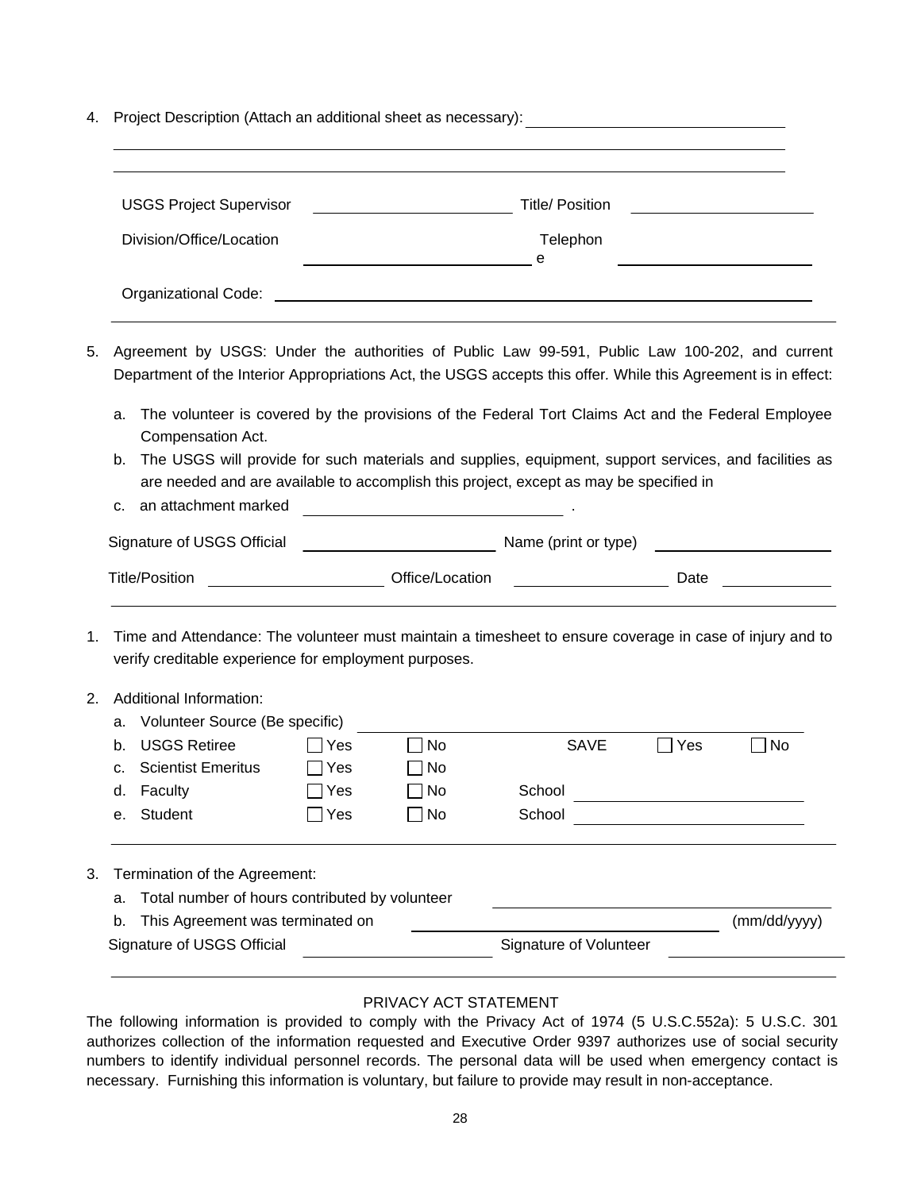4. Project Description (Attach an additional sheet as necessary): \_\_\_\_\_\_\_\_\_\_\_\_\_\_\_\_\_\_\_\_\_\_\_\_\_\_\_\_

\_\_\_\_\_\_\_\_\_\_\_\_\_\_\_\_\_\_\_\_\_\_\_\_\_\_\_\_\_\_\_\_\_\_\_\_\_\_\_\_\_\_\_\_\_\_\_\_\_\_\_\_\_\_\_\_\_\_\_\_\_\_\_\_\_\_\_\_\_\_

\_\_\_\_\_\_\_\_\_\_\_\_\_\_\_\_\_\_\_\_\_\_\_\_\_\_\_\_\_\_\_\_\_\_\_\_\_\_\_\_\_\_\_\_\_\_\_\_\_\_\_\_\_\_\_\_\_\_\_\_\_\_\_\_\_\_\_\_\_\_

USGS Project Supervisor \_\_\_\_\_\_\_\_\_\_\_\_\_\_\_\_\_\_\_\_ Title/ Position \_\_\_\_\_\_\_\_\_\_\_\_\_\_\_\_\_\_\_\_

Division/Office/Location \_\_\_\_\_\_\_\_\_\_\_\_\_\_\_\_\_\_\_\_ Telephone \_\_\_\_\_\_\_\_\_\_\_\_\_\_\_\_\_\_\_\_

Organizational Code: \_\_\_\_\_\_\_\_\_\_\_\_\_\_\_\_\_\_\_\_\_\_\_\_\_\_\_\_\_\_\_\_\_\_\_\_\_\_\_\_\_\_\_\_\_\_\_\_\_\_\_\_

---

5. Agreement by USGS: Under the authorities of Public Law 99-591, Public Law 100-202, and current Department of the Interior Appropriations Act, the USGS accepts this offer. While this Agreement is in effect:

   a. The volunteer is covered by the provisions of the Federal Tort Claims Act and the Federal Employee Compensation Act.
   b. The USGS will provide for such materials and supplies, equipment, support services, and facilities as are needed and are available to accomplish this project, except as may be specified in
   c. an attachment marked \_\_\_\_\_\_\_\_\_\_\_\_\_\_\_\_\_\_\_\_\_\_\_\_\_\_ .

Signature of USGS Official \_\_\_\_\_\_\_\_\_\_\_\_\_\_\_\_\_\_\_\_ Name (print or type) \_\_\_\_\_\_\_\_\_\_\_\_\_\_\_\_\_\_\_\_

Title/Position \_\_\_\_\_\_\_\_\_\_\_\_\_\_\_\_\_\_ Office/Location \_\_\_\_\_\_\_\_\_\_\_\_\_\_\_\_ Date \_\_\_\_\_\_\_\_\_\_\_\_

---

1. Time and Attendance: The volunteer must maintain a timesheet to ensure coverage in case of injury and to verify creditable experience for employment purposes.

2. Additional Information:

   a. Volunteer Source (Be specific) \_\_\_\_\_\_\_\_\_\_\_\_\_\_\_\_\_\_\_\_\_\_\_\_\_\_\_\_\_\_\_\_\_\_\_\_\_\_\_\_\_\_\_\_
   b. USGS Retiree ☐ Yes ☐ No SAVE ☐ Yes ☐ No
   c. Scientist Emeritus ☐ Yes ☐ No
   d. Faculty ☐ Yes ☐ No School \_\_\_\_\_\_\_\_\_\_\_\_\_\_\_\_\_\_\_\_\_\_\_\_
   e. Student ☐ Yes ☐ No School \_\_\_\_\_\_\_\_\_\_\_\_\_\_\_\_\_\_\_\_\_\_\_\_

---

3. Termination of the Agreement:

   a. Total number of hours contributed by volunteer \_\_\_\_\_\_\_\_\_\_\_\_\_\_\_\_\_\_\_\_\_\_\_\_\_\_\_\_
   b. This Agreement was terminated on \_\_\_\_\_\_\_\_\_\_\_\_\_\_\_\_\_\_\_\_\_\_\_\_\_\_\_\_ (mm/dd/yyyy)

Signature of USGS Official \_\_\_\_\_\_\_\_\_\_\_\_\_\_\_\_\_\_\_\_ Signature of Volunteer \_\_\_\_\_\_\_\_\_\_\_\_\_\_\_\_\_\_\_\_

---

PRIVACY ACT STATEMENT

The following information is provided to comply with the Privacy Act of 1974 (5 U.S.C.552a): 5 U.S.C. 301 authorizes collection of the information requested and Executive Order 9397 authorizes use of social security numbers to identify individual personnel records. The personal data will be used when emergency contact is necessary. Furnishing this information is voluntary, but failure to provide may result in non-acceptance.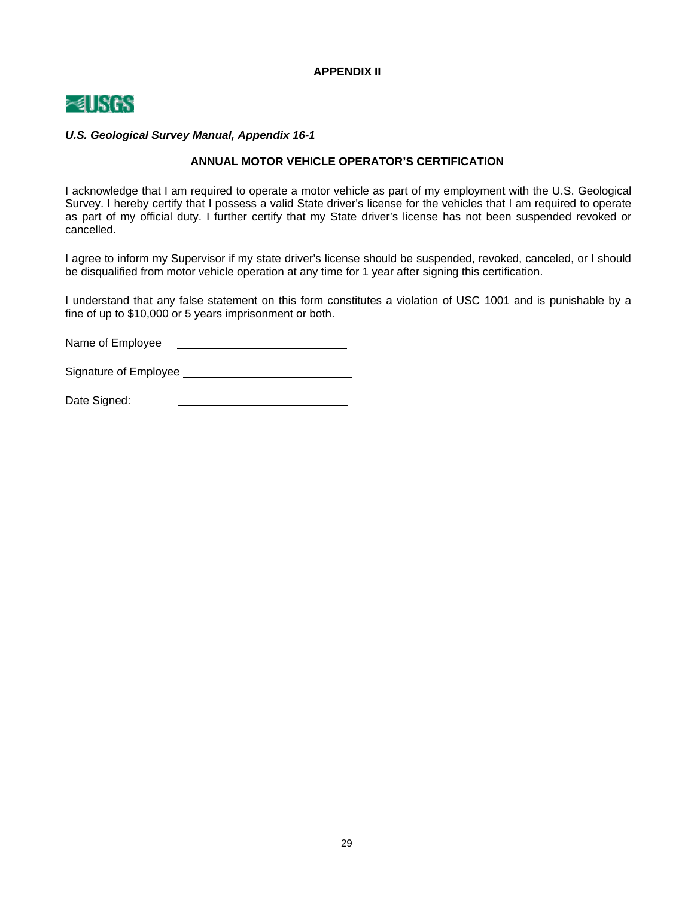**APPENDIX II**

USGS

***U.S. Geological Survey Manual, Appendix 16-1***

**ANNUAL MOTOR VEHICLE OPERATOR'S CERTIFICATION**

I acknowledge that I am required to operate a motor vehicle as part of my employment with the U.S. Geological Survey. I hereby certify that I possess a valid State driver's license for the vehicles that I am required to operate as part of my official duty. I further certify that my State driver's license has not been suspended revoked or cancelled.

I agree to inform my Supervisor if my state driver's license should be suspended, revoked, canceled, or I should be disqualified from motor vehicle operation at any time for 1 year after signing this certification.

I understand that any false statement on this form constitutes a violation of USC 1001 and is punishable by a fine of up to $10,000 or 5 years imprisonment or both.

Name of Employee ____________________________

Signature of Employee ____________________________

Date Signed: ____________________________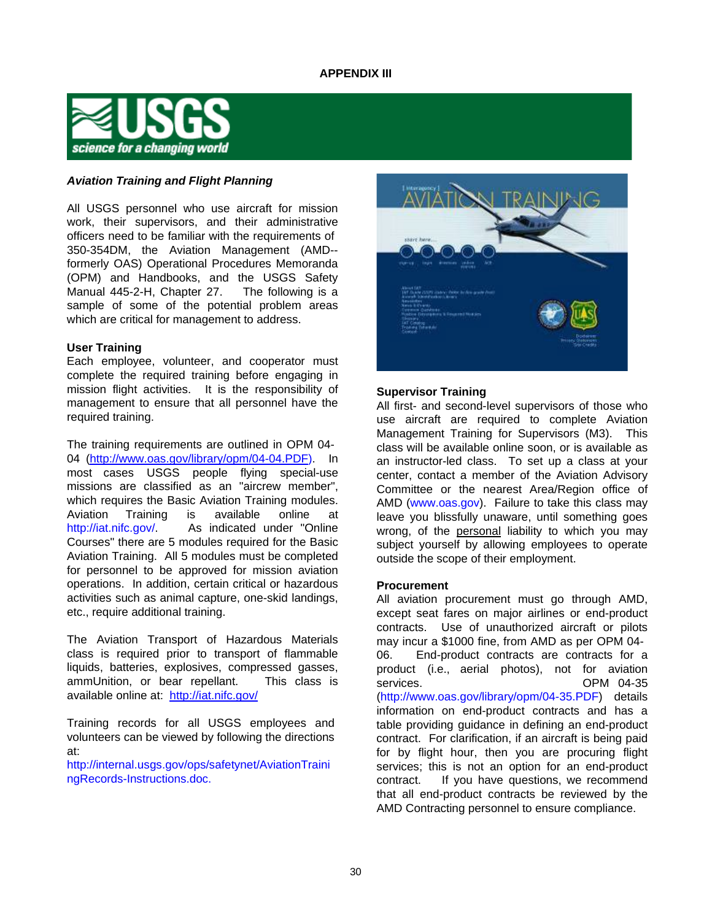**APPENDIX III**

USGS
science for a changing world

***Aviation Training and Flight Planning***

All USGS personnel who use aircraft for mission work, their supervisors, and their administrative officers need to be familiar with the requirements of 350-354DM, the Aviation Management (AMD--formerly OAS) Operational Procedures Memoranda (OPM) and Handbooks, and the USGS Safety Manual 445-2-H, Chapter 27. The following is a sample of some of the potential problem areas which are critical for management to address.

**User Training**

Each employee, volunteer, and cooperator must complete the required training before engaging in mission flight activities. It is the responsibility of management to ensure that all personnel have the required training.

The training requirements are outlined in OPM 04-04 (http://www.oas.gov/library/opm/04-04.PDF). In most cases USGS people flying special-use missions are classified as an "aircrew member", which requires the Basic Aviation Training modules. Aviation Training is available online at http://iat.nifc.gov/. As indicated under "Online Courses" there are 5 modules required for the Basic Aviation Training. All 5 modules must be completed for personnel to be approved for mission aviation operations. In addition, certain critical or hazardous activities such as animal capture, one-skid landings, etc., require additional training.

The Aviation Transport of Hazardous Materials class is required prior to transport of flammable liquids, batteries, explosives, compressed gasses, ammUnition, or bear repellant. This class is available online at: http://iat.nifc.gov/

Training records for all USGS employees and volunteers can be viewed by following the directions at:
http://internal.usgs.gov/ops/safetynet/AviationTrainingRecords-Instructions.doc.

**Supervisor Training**

All first- and second-level supervisors of those who use aircraft are required to complete Aviation Management Training for Supervisors (M3). This class will be available online soon, or is available as an instructor-led class. To set up a class at your center, contact a member of the Aviation Advisory Committee or the nearest Area/Region office of AMD (www.oas.gov). Failure to take this class may leave you blissfully unaware, until something goes wrong, of the personal liability to which you may subject yourself by allowing employees to operate outside the scope of their employment.

**Procurement**

All aviation procurement must go through AMD, except seat fares on major airlines or end-product contracts. Use of unauthorized aircraft or pilots may incur a $1000 fine, from AMD as per OPM 04-06. End-product contracts are contracts for a product (i.e., aerial photos), not for aviation services. OPM 04-35 (http://www.oas.gov/library/opm/04-35.PDF) details information on end-product contracts and has a table providing guidance in defining an end-product contract. For clarification, if an aircraft is being paid for by flight hour, then you are procuring flight services; this is not an option for an end-product contract. If you have questions, we recommend that all end-product contracts be reviewed by the AMD Contracting personnel to ensure compliance.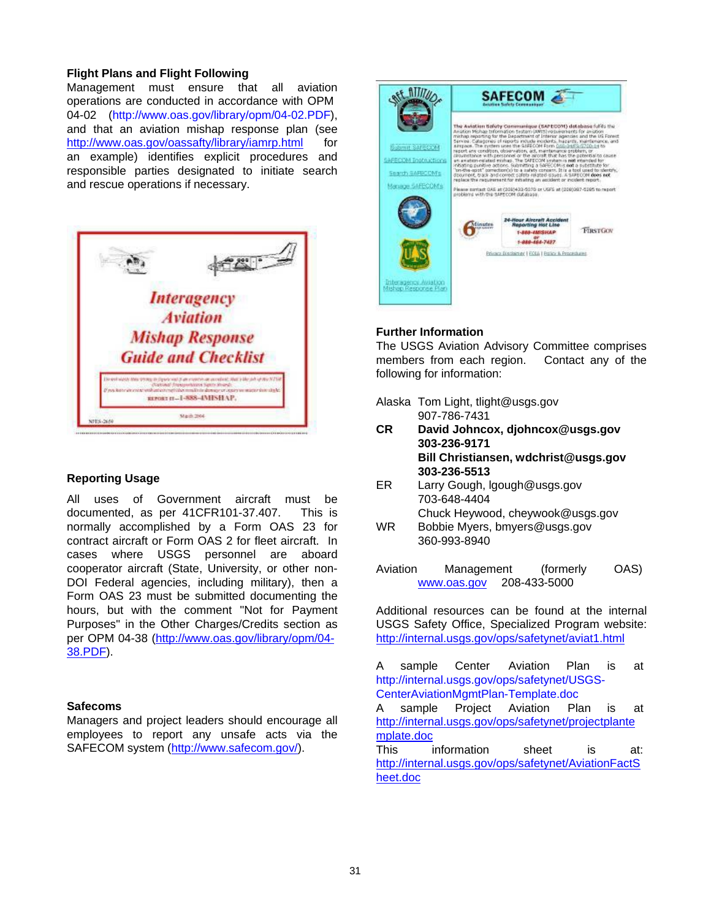### Flight Plans and Flight Following

Management must ensure that all aviation operations are conducted in accordance with OPM 04-02 (http://www.oas.gov/library/opm/04-02.PDF), and that an aviation mishap response plan (see http://www.oas.gov/oassafty/library/iamrp.html for an example) identifies explicit procedures and responsible parties designated to initiate search and rescue operations if necessary.

### Reporting Usage

All uses of Government aircraft must be documented, as per 41CFR101-37.407. This is normally accomplished by a Form OAS 23 for contract aircraft or Form OAS 2 for fleet aircraft. In cases where USGS personnel are aboard cooperator aircraft (State, University, or other non-DOI Federal agencies, including military), then a Form OAS 23 must be submitted documenting the hours, but with the comment "Not for Payment Purposes" in the Other Charges/Credits section as per OPM 04-38 (http://www.oas.gov/library/opm/04-38.PDF).

### Safecoms

Managers and project leaders should encourage all employees to report any unsafe acts via the SAFECOM system (http://www.safecom.gov/).

### Further Information

The USGS Aviation Advisory Committee comprises members from each region. Contact any of the following for information:

Alaska Tom Light, tlight@usgs.gov
907-786-7431

**CR David Johncox, djohncox@usgs.gov**
**303-236-9171**
**Bill Christiansen, wdchrist@usgs.gov**
**303-236-5513**

ER Larry Gough, lgough@usgs.gov
703-648-4404
Chuck Heywood, cheywook@usgs.gov

WR Bobbie Myers, bmyers@usgs.gov
360-993-8940

Aviation Management (formerly OAS) www.oas.gov 208-433-5000

Additional resources can be found at the internal USGS Safety Office, Specialized Program website: http://internal.usgs.gov/ops/safetynet/aviat1.html

A sample Center Aviation Plan is at http://internal.usgs.gov/ops/safetynet/USGS-CenterAviationMgmtPlan-Template.doc
A sample Project Aviation Plan is at http://internal.usgs.gov/ops/safetynet/projectplantemplate.doc
This information sheet is at: http://internal.usgs.gov/ops/safetynet/AviationFactSheet.doc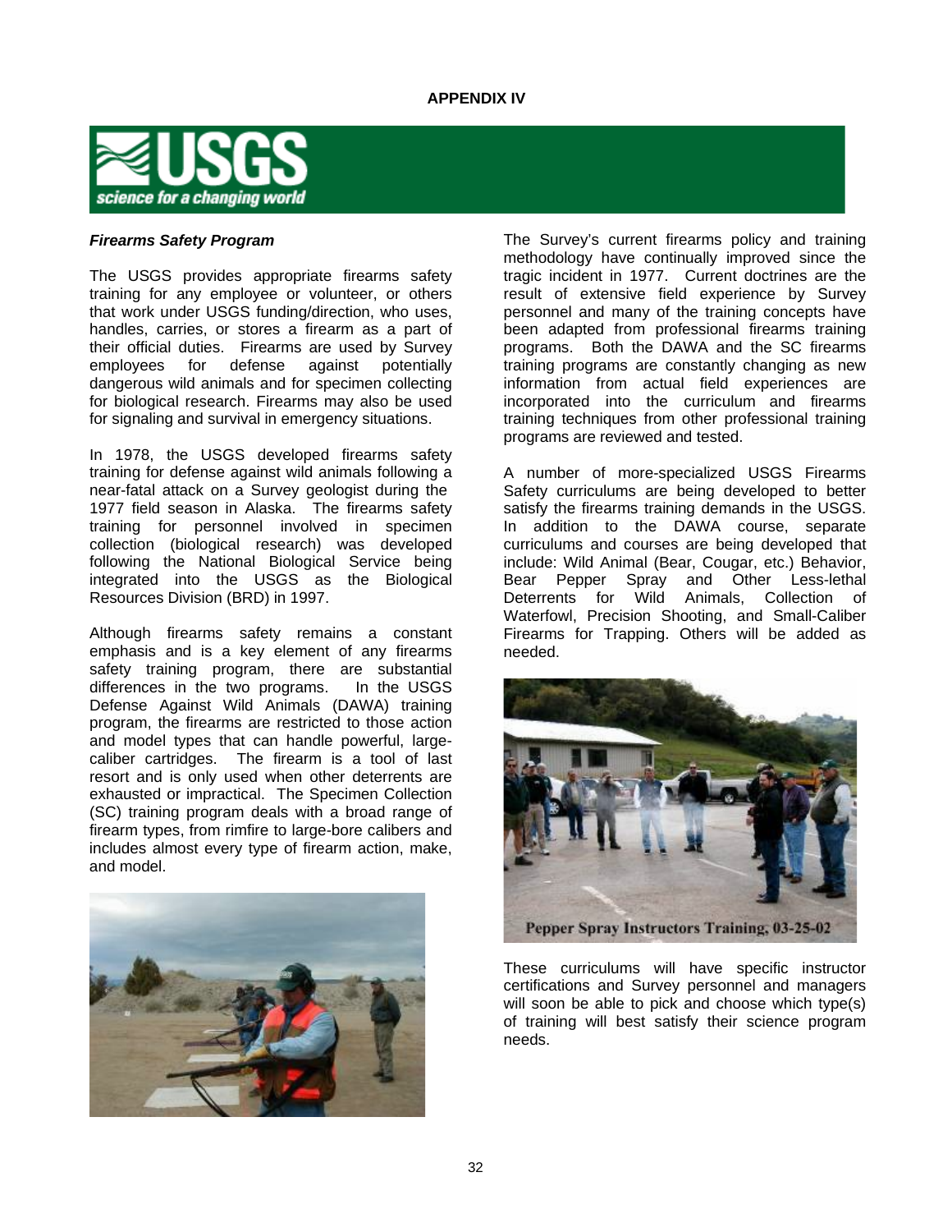**APPENDIX IV**

USGS science for a changing world

***Firearms Safety Program***

The USGS provides appropriate firearms safety training for any employee or volunteer, or others that work under USGS funding/direction, who uses, handles, carries, or stores a firearm as a part of their official duties. Firearms are used by Survey employees for defense against potentially dangerous wild animals and for specimen collecting for biological research. Firearms may also be used for signaling and survival in emergency situations.

In 1978, the USGS developed firearms safety training for defense against wild animals following a near-fatal attack on a Survey geologist during the 1977 field season in Alaska. The firearms safety training for personnel involved in specimen collection (biological research) was developed following the National Biological Service being integrated into the USGS as the Biological Resources Division (BRD) in 1997.

Although firearms safety remains a constant emphasis and is a key element of any firearms safety training program, there are substantial differences in the two programs. In the USGS Defense Against Wild Animals (DAWA) training program, the firearms are restricted to those action and model types that can handle powerful, large-caliber cartridges. The firearm is a tool of last resort and is only used when other deterrents are exhausted or impractical. The Specimen Collection (SC) training program deals with a broad range of firearm types, from rimfire to large-bore calibers and includes almost every type of firearm action, make, and model.

The Survey's current firearms policy and training methodology have continually improved since the tragic incident in 1977. Current doctrines are the result of extensive field experience by Survey personnel and many of the training concepts have been adapted from professional firearms training programs. Both the DAWA and the SC firearms training programs are constantly changing as new information from actual field experiences are incorporated into the curriculum and firearms training techniques from other professional training programs are reviewed and tested.

A number of more-specialized USGS Firearms Safety curriculums are being developed to better satisfy the firearms training demands in the USGS. In addition to the DAWA course, separate curriculums and courses are being developed that include: Wild Animal (Bear, Cougar, etc.) Behavior, Bear Pepper Spray and Other Less-lethal Deterrents for Wild Animals, Collection of Waterfowl, Precision Shooting, and Small-Caliber Firearms for Trapping. Others will be added as needed.

Pepper Spray Instructors Training, 03-25-02

These curriculums will have specific instructor certifications and Survey personnel and managers will soon be able to pick and choose which type(s) of training will best satisfy their science program needs.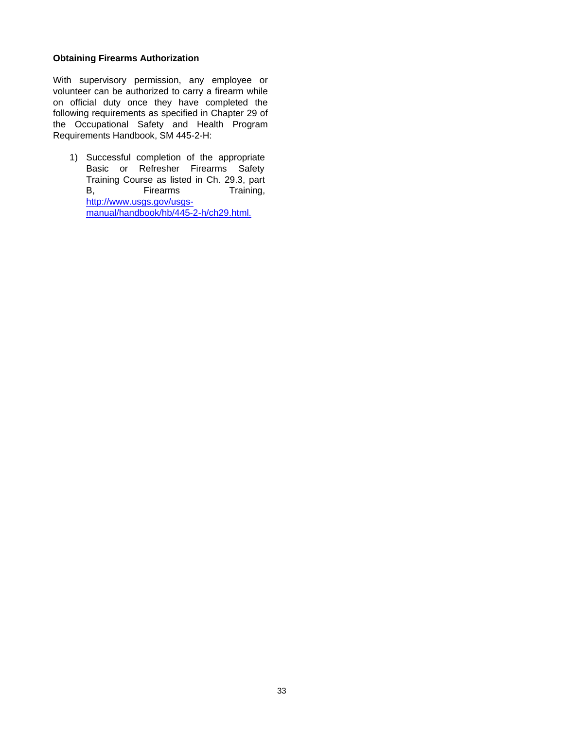**Obtaining Firearms Authorization**

With supervisory permission, any employee or volunteer can be authorized to carry a firearm while on official duty once they have completed the following requirements as specified in Chapter 29 of the Occupational Safety and Health Program Requirements Handbook, SM 445-2-H:

1) Successful completion of the appropriate Basic or Refresher Firearms Safety Training Course as listed in Ch. 29.3, part B, Firearms Training, http://www.usgs.gov/usgs-manual/handbook/hb/445-2-h/ch29.html.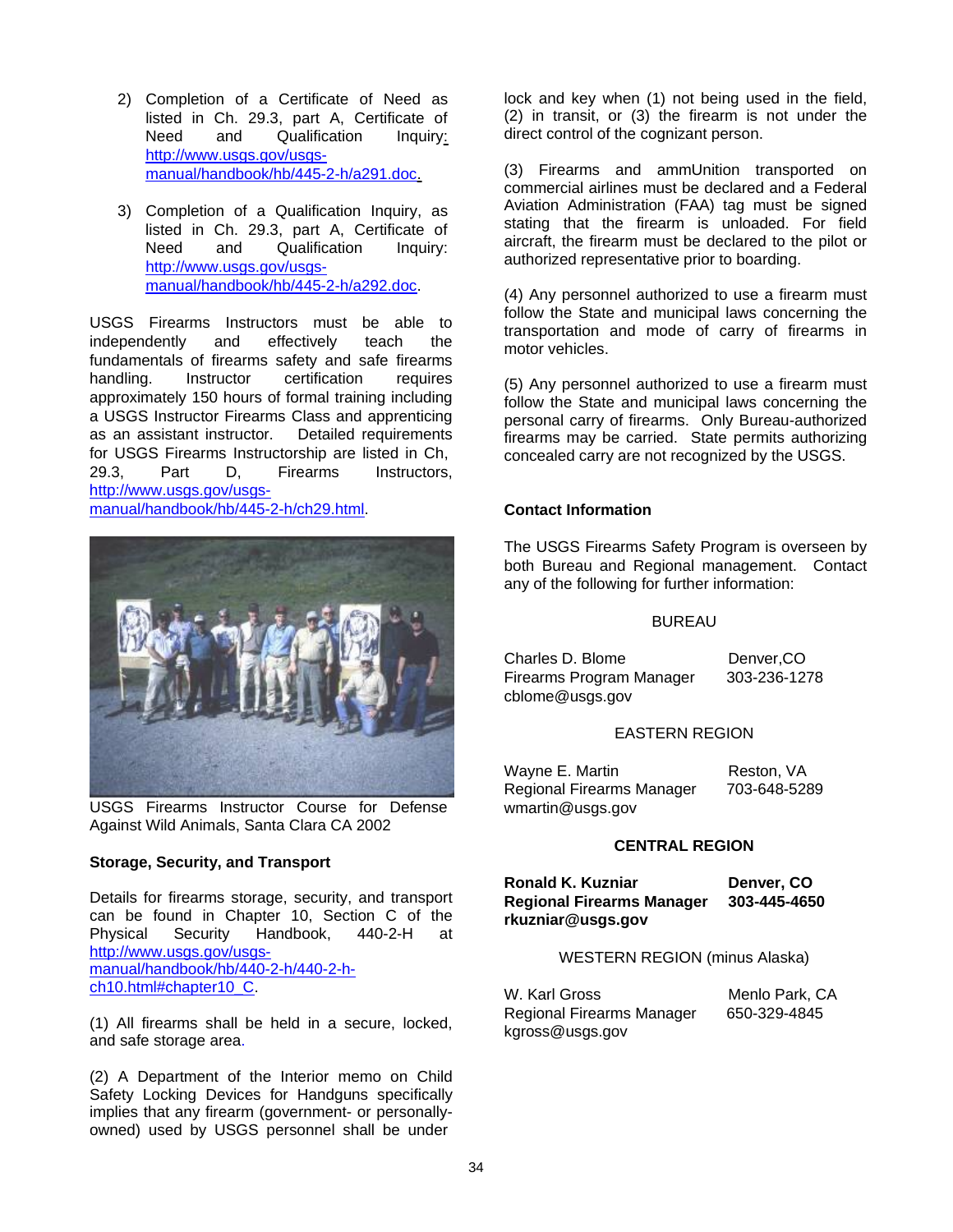2) Completion of a Certificate of Need as listed in Ch. 29.3, part A, Certificate of Need and Qualification Inquiry: http://www.usgs.gov/usgs-manual/handbook/hb/445-2-h/a291.doc.

3) Completion of a Qualification Inquiry, as listed in Ch. 29.3, part A, Certificate of Need and Qualification Inquiry: http://www.usgs.gov/usgs-manual/handbook/hb/445-2-h/a292.doc.

USGS Firearms Instructors must be able to independently and effectively teach the fundamentals of firearms safety and safe firearms handling. Instructor certification requires approximately 150 hours of formal training including a USGS Instructor Firearms Class and apprenticing as an assistant instructor. Detailed requirements for USGS Firearms Instructorship are listed in Ch, 29.3, Part D, Firearms Instructors, http://www.usgs.gov/usgs-manual/handbook/hb/445-2-h/ch29.html.

USGS Firearms Instructor Course for Defense Against Wild Animals, Santa Clara CA 2002

**Storage, Security, and Transport**

Details for firearms storage, security, and transport can be found in Chapter 10, Section C of the Physical Security Handbook, 440-2-H at http://www.usgs.gov/usgs-manual/handbook/hb/440-2-h/440-2-h-ch10.html#chapter10_C.

(1) All firearms shall be held in a secure, locked, and safe storage area.

(2) A Department of the Interior memo on Child Safety Locking Devices for Handguns specifically implies that any firearm (government- or personally-owned) used by USGS personnel shall be under lock and key when (1) not being used in the field, (2) in transit, or (3) the firearm is not under the direct control of the cognizant person.

(3) Firearms and ammUnition transported on commercial airlines must be declared and a Federal Aviation Administration (FAA) tag must be signed stating that the firearm is unloaded. For field aircraft, the firearm must be declared to the pilot or authorized representative prior to boarding.

(4) Any personnel authorized to use a firearm must follow the State and municipal laws concerning the transportation and mode of carry of firearms in motor vehicles.

(5) Any personnel authorized to use a firearm must follow the State and municipal laws concerning the personal carry of firearms. Only Bureau-authorized firearms may be carried. State permits authorizing concealed carry are not recognized by the USGS.

**Contact Information**

The USGS Firearms Safety Program is overseen by both Bureau and Regional management. Contact any of the following for further information:

BUREAU

Charles D. Blome — Denver,CO
Firearms Program Manager — 303-236-1278
cblome@usgs.gov

EASTERN REGION

Wayne E. Martin — Reston, VA
Regional Firearms Manager — 703-648-5289
wmartin@usgs.gov

**CENTRAL REGION**

**Ronald K. Kuzniar — Denver, CO**
**Regional Firearms Manager — 303-445-4650**
**rkuzniar@usgs.gov**

WESTERN REGION (minus Alaska)

W. Karl Gross — Menlo Park, CA
Regional Firearms Manager — 650-329-4845
kgross@usgs.gov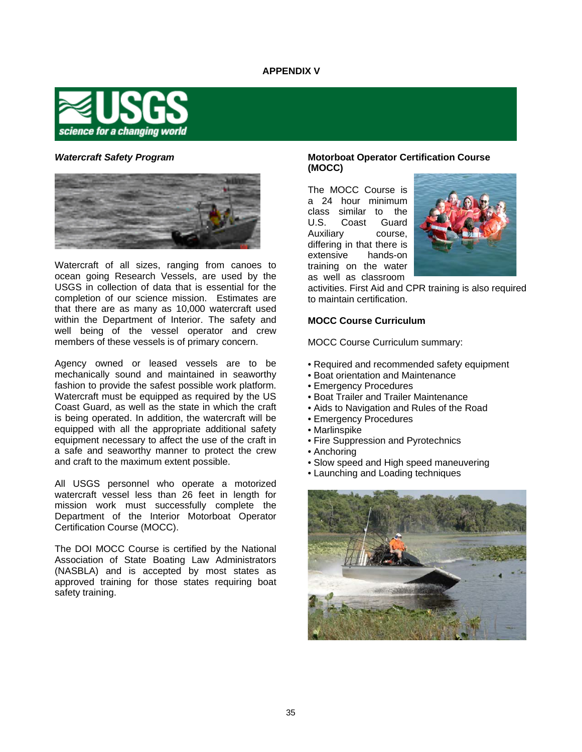# APPENDIX V

USGS
science for a changing world

## *Watercraft Safety Program*

Watercraft of all sizes, ranging from canoes to ocean going Research Vessels, are used by the USGS in collection of data that is essential for the completion of our science mission. Estimates are that there are as many as 10,000 watercraft used within the Department of Interior. The safety and well being of the vessel operator and crew members of these vessels is of primary concern.

Agency owned or leased vessels are to be mechanically sound and maintained in seaworthy fashion to provide the safest possible work platform. Watercraft must be equipped as required by the US Coast Guard, as well as the state in which the craft is being operated. In addition, the watercraft will be equipped with all the appropriate additional safety equipment necessary to affect the use of the craft in a safe and seaworthy manner to protect the crew and craft to the maximum extent possible.

All USGS personnel who operate a motorized watercraft vessel less than 26 feet in length for mission work must successfully complete the Department of the Interior Motorboat Operator Certification Course (MOCC).

The DOI MOCC Course is certified by the National Association of State Boating Law Administrators (NASBLA) and is accepted by most states as approved training for those states requiring boat safety training.

## Motorboat Operator Certification Course (MOCC)

The MOCC Course is a 24 hour minimum class similar to the U.S. Coast Guard Auxiliary course, differing in that there is extensive hands-on training on the water as well as classroom activities. First Aid and CPR training is also required to maintain certification.

## MOCC Course Curriculum

MOCC Course Curriculum summary:

- Required and recommended safety equipment
- Boat orientation and Maintenance
- Emergency Procedures
- Boat Trailer and Trailer Maintenance
- Aids to Navigation and Rules of the Road
- Emergency Procedures
- Marlinspike
- Fire Suppression and Pyrotechnics
- Anchoring
- Slow speed and High speed maneuvering
- Launching and Loading techniques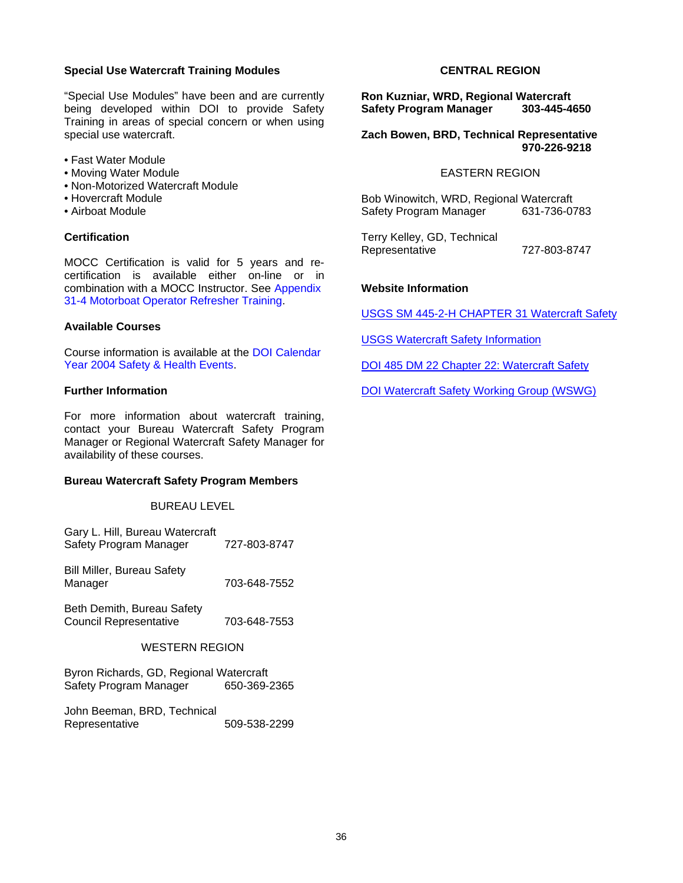### Special Use Watercraft Training Modules

"Special Use Modules" have been and are currently being developed within DOI to provide Safety Training in areas of special concern or when using special use watercraft.

- Fast Water Module
- Moving Water Module
- Non-Motorized Watercraft Module
- Hovercraft Module
- Airboat Module

### Certification

MOCC Certification is valid for 5 years and re-certification is available either on-line or in combination with a MOCC Instructor. See Appendix 31-4 Motorboat Operator Refresher Training.

### Available Courses

Course information is available at the DOI Calendar Year 2004 Safety & Health Events.

### Further Information

For more information about watercraft training, contact your Bureau Watercraft Safety Program Manager or Regional Watercraft Safety Manager for availability of these courses.

### Bureau Watercraft Safety Program Members

BUREAU LEVEL

Gary L. Hill, Bureau Watercraft Safety Program Manager 727-803-8747

Bill Miller, Bureau Safety Manager 703-648-7552

Beth Demith, Bureau Safety Council Representative 703-648-7553

WESTERN REGION

Byron Richards, GD, Regional Watercraft Safety Program Manager 650-369-2365

John Beeman, BRD, Technical Representative 509-538-2299

CENTRAL REGION

**Ron Kuzniar, WRD, Regional Watercraft Safety Program Manager 303-445-4650**

**Zach Bowen, BRD, Technical Representative 970-226-9218**

EASTERN REGION

Bob Winowitch, WRD, Regional Watercraft Safety Program Manager 631-736-0783

Terry Kelley, GD, Technical Representative 727-803-8747

### Website Information

USGS SM 445-2-H CHAPTER 31 Watercraft Safety

USGS Watercraft Safety Information

DOI 485 DM 22 Chapter 22: Watercraft Safety

DOI Watercraft Safety Working Group (WSWG)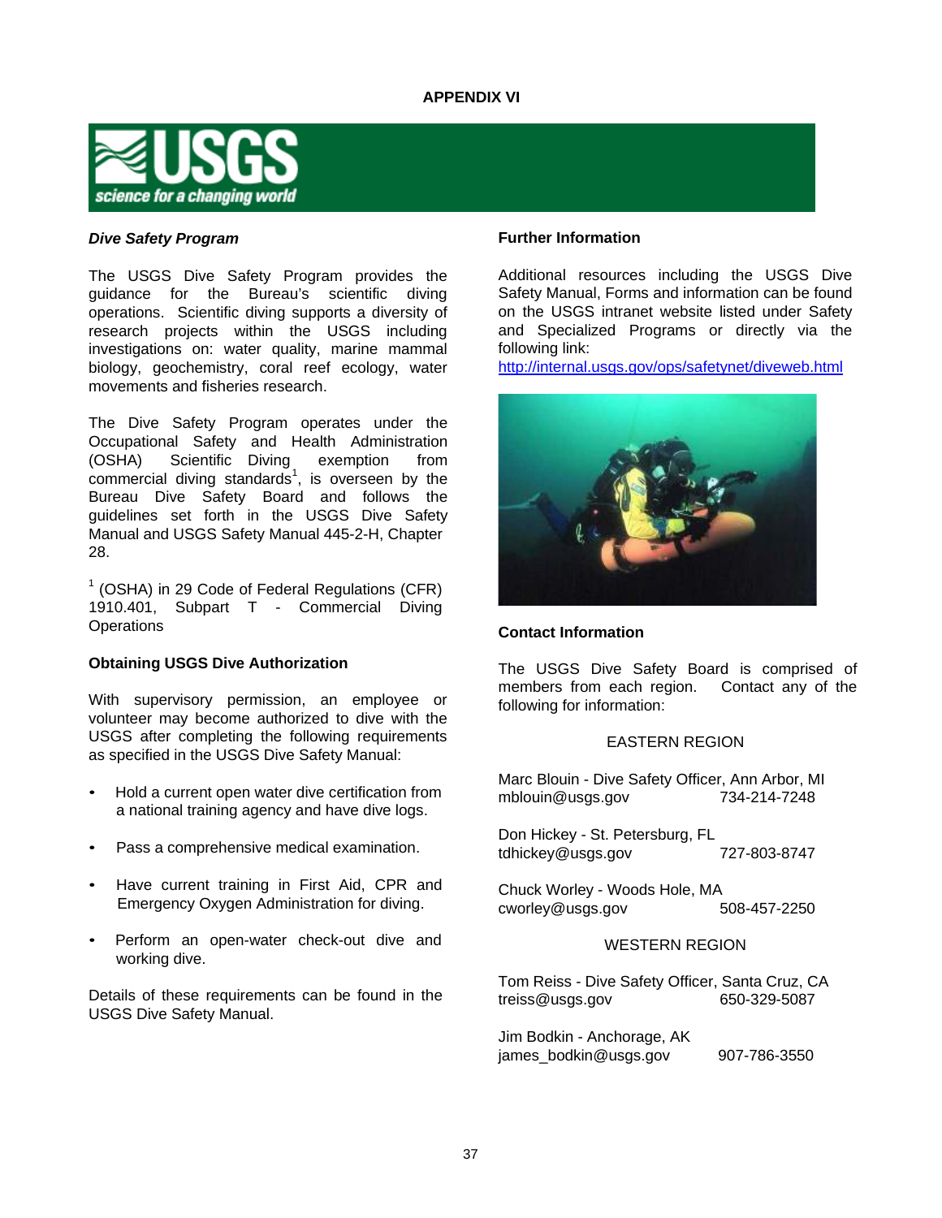**APPENDIX VI**

USGS
science for a changing world

***Dive Safety Program***

The USGS Dive Safety Program provides the guidance for the Bureau's scientific diving operations. Scientific diving supports a diversity of research projects within the USGS including investigations on: water quality, marine mammal biology, geochemistry, coral reef ecology, water movements and fisheries research.

The Dive Safety Program operates under the Occupational Safety and Health Administration (OSHA) Scientific Diving exemption from commercial diving standards[1], is overseen by the Bureau Dive Safety Board and follows the guidelines set forth in the USGS Dive Safety Manual and USGS Safety Manual 445-2-H, Chapter 28.

[1] (OSHA) in 29 Code of Federal Regulations (CFR) 1910.401, Subpart T - Commercial Diving Operations

**Obtaining USGS Dive Authorization**

With supervisory permission, an employee or volunteer may become authorized to dive with the USGS after completing the following requirements as specified in the USGS Dive Safety Manual:

- Hold a current open water dive certification from a national training agency and have dive logs.
- Pass a comprehensive medical examination.
- Have current training in First Aid, CPR and Emergency Oxygen Administration for diving.
- Perform an open-water check-out dive and working dive.

Details of these requirements can be found in the USGS Dive Safety Manual.

**Further Information**

Additional resources including the USGS Dive Safety Manual, Forms and information can be found on the USGS intranet website listed under Safety and Specialized Programs or directly via the following link:
http://internal.usgs.gov/ops/safetynet/diveweb.html

**Contact Information**

The USGS Dive Safety Board is comprised of members from each region. Contact any of the following for information:

EASTERN REGION

Marc Blouin - Dive Safety Officer, Ann Arbor, MI
mblouin@usgs.gov 734-214-7248

Don Hickey - St. Petersburg, FL
tdhickey@usgs.gov 727-803-8747

Chuck Worley - Woods Hole, MA
cworley@usgs.gov 508-457-2250

WESTERN REGION

Tom Reiss - Dive Safety Officer, Santa Cruz, CA
treiss@usgs.gov 650-329-5087

Jim Bodkin - Anchorage, AK
james_bodkin@usgs.gov 907-786-3550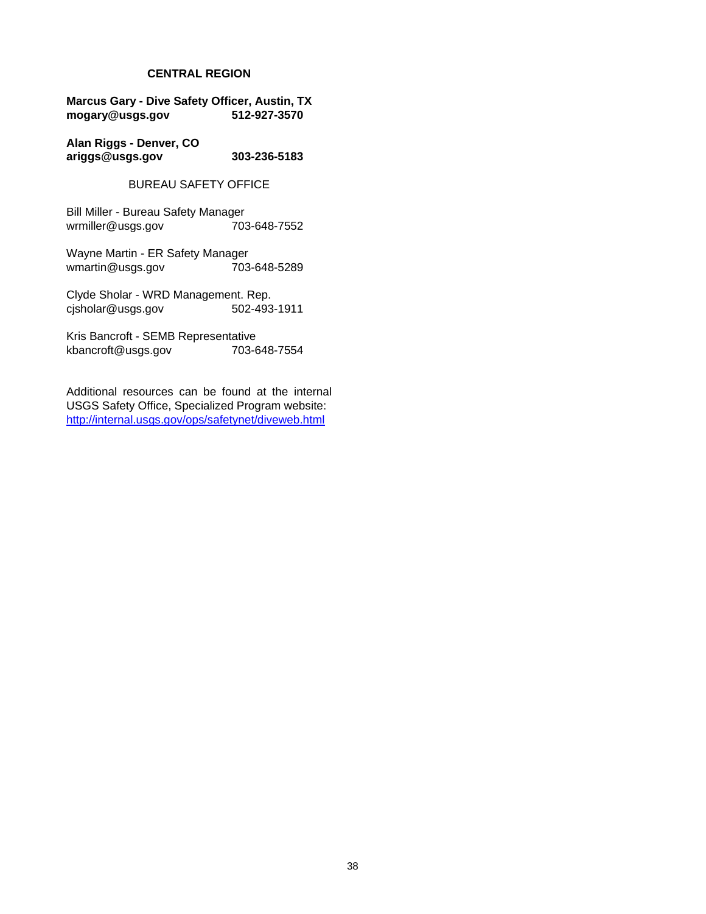## CENTRAL REGION

**Marcus Gary - Dive Safety Officer, Austin, TX**
**mogary@usgs.gov 512-927-3570**

**Alan Riggs - Denver, CO**
**ariggs@usgs.gov 303-236-5183**

## BUREAU SAFETY OFFICE

Bill Miller - Bureau Safety Manager
wrmiller@usgs.gov 703-648-7552

Wayne Martin - ER Safety Manager
wmartin@usgs.gov 703-648-5289

Clyde Sholar - WRD Management. Rep.
cjsholar@usgs.gov 502-493-1911

Kris Bancroft - SEMB Representative
kbancroft@usgs.gov 703-648-7554

Additional resources can be found at the internal USGS Safety Office, Specialized Program website: http://internal.usgs.gov/ops/safetynet/diveweb.html